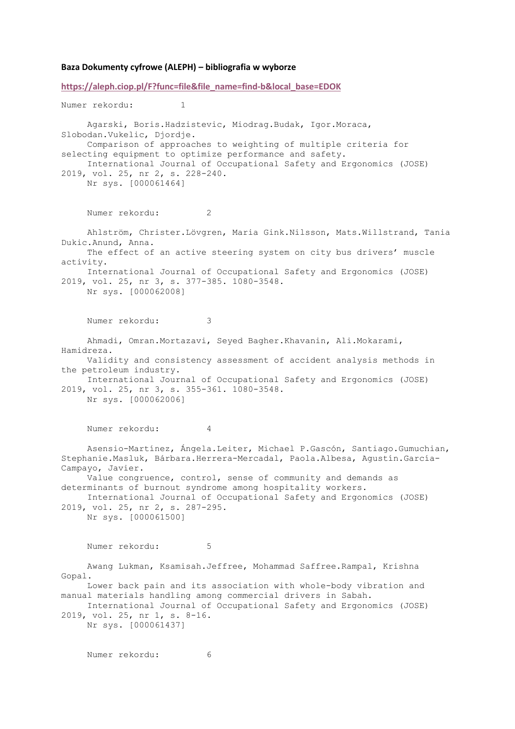**Baza Dokumenty cyfrowe (ALEPH) – bibliografia w wyborze**

https://aleph.ciop.pl/F?func=file&file_name=find-b&local_base=EDOK

Numer rekordu: 1

Agarski, Boris.Hadzistevic, Miodrag.Budak, Igor.Moraca, Slobodan.Vukelic, Djordje.
Comparison of approaches to weighting of multiple criteria for selecting equipment to optimize performance and safety.
International Journal of Occupational Safety and Ergonomics (JOSE) 2019, vol. 25, nr 2, s. 228-240.
Nr sys. [000061464]

Numer rekordu: 2

Ahlström, Christer.Lövgren, Maria Gink.Nilsson, Mats.Willstrand, Tania Dukic.Anund, Anna.
The effect of an active steering system on city bus drivers' muscle activity.
International Journal of Occupational Safety and Ergonomics (JOSE) 2019, vol. 25, nr 3, s. 377-385. 1080-3548.
Nr sys. [000062008]

Numer rekordu: 3

Ahmadi, Omran.Mortazavi, Seyed Bagher.Khavanin, Ali.Mokarami, Hamidreza.
Validity and consistency assessment of accident analysis methods in the petroleum industry.
International Journal of Occupational Safety and Ergonomics (JOSE) 2019, vol. 25, nr 3, s. 355-361. 1080-3548.
Nr sys. [000062006]

Numer rekordu: 4

Asensio-Martínez, Ángela.Leiter, Michael P.Gascón, Santiago.Gumuchian, Stephanie.Masluk, Bárbara.Herrera-Mercadal, Paola.Albesa, Agustín.García-Campayo, Javier.
Value congruence, control, sense of community and demands as determinants of burnout syndrome among hospitality workers.
International Journal of Occupational Safety and Ergonomics (JOSE) 2019, vol. 25, nr 2, s. 287-295.
Nr sys. [000061500]

Numer rekordu: 5

Awang Lukman, Ksamisah.Jeffree, Mohammad Saffree.Rampal, Krishna Gopal.
Lower back pain and its association with whole-body vibration and manual materials handling among commercial drivers in Sabah.
International Journal of Occupational Safety and Ergonomics (JOSE) 2019, vol. 25, nr 1, s. 8-16.
Nr sys. [000061437]

Numer rekordu: 6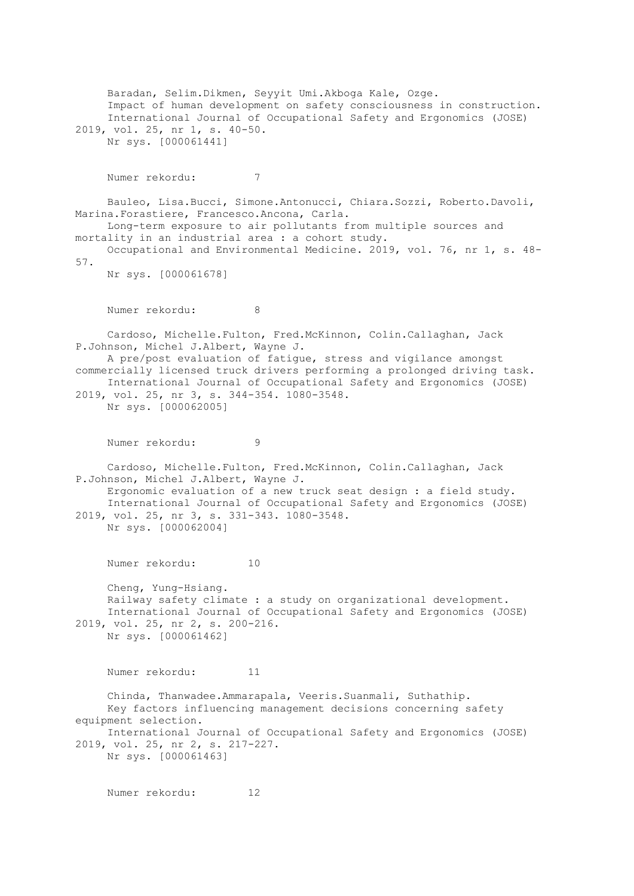Baradan, Selim.Dikmen, Seyyit Umi.Akboga Kale, Ozge.
Impact of human development on safety consciousness in construction.
International Journal of Occupational Safety and Ergonomics (JOSE) 2019, vol. 25, nr 1, s. 40-50.
Nr sys. [000061441]

Numer rekordu: 7

Bauleo, Lisa.Bucci, Simone.Antonucci, Chiara.Sozzi, Roberto.Davoli, Marina.Forastiere, Francesco.Ancona, Carla.
Long-term exposure to air pollutants from multiple sources and mortality in an industrial area : a cohort study.
Occupational and Environmental Medicine. 2019, vol. 76, nr 1, s. 48-57.
Nr sys. [000061678]

Numer rekordu: 8

Cardoso, Michelle.Fulton, Fred.McKinnon, Colin.Callaghan, Jack P.Johnson, Michel J.Albert, Wayne J.
A pre/post evaluation of fatigue, stress and vigilance amongst commercially licensed truck drivers performing a prolonged driving task.
International Journal of Occupational Safety and Ergonomics (JOSE) 2019, vol. 25, nr 3, s. 344-354. 1080-3548.
Nr sys. [000062005]

Numer rekordu: 9

Cardoso, Michelle.Fulton, Fred.McKinnon, Colin.Callaghan, Jack P.Johnson, Michel J.Albert, Wayne J.
Ergonomic evaluation of a new truck seat design : a field study.
International Journal of Occupational Safety and Ergonomics (JOSE) 2019, vol. 25, nr 3, s. 331-343. 1080-3548.
Nr sys. [000062004]

Numer rekordu: 10

Cheng, Yung-Hsiang.
Railway safety climate : a study on organizational development.
International Journal of Occupational Safety and Ergonomics (JOSE) 2019, vol. 25, nr 2, s. 200-216.
Nr sys. [000061462]

Numer rekordu: 11

Chinda, Thanwadee.Ammarapala, Veeris.Suanmali, Suthathip.
Key factors influencing management decisions concerning safety equipment selection.
International Journal of Occupational Safety and Ergonomics (JOSE) 2019, vol. 25, nr 2, s. 217-227.
Nr sys. [000061463]

Numer rekordu: 12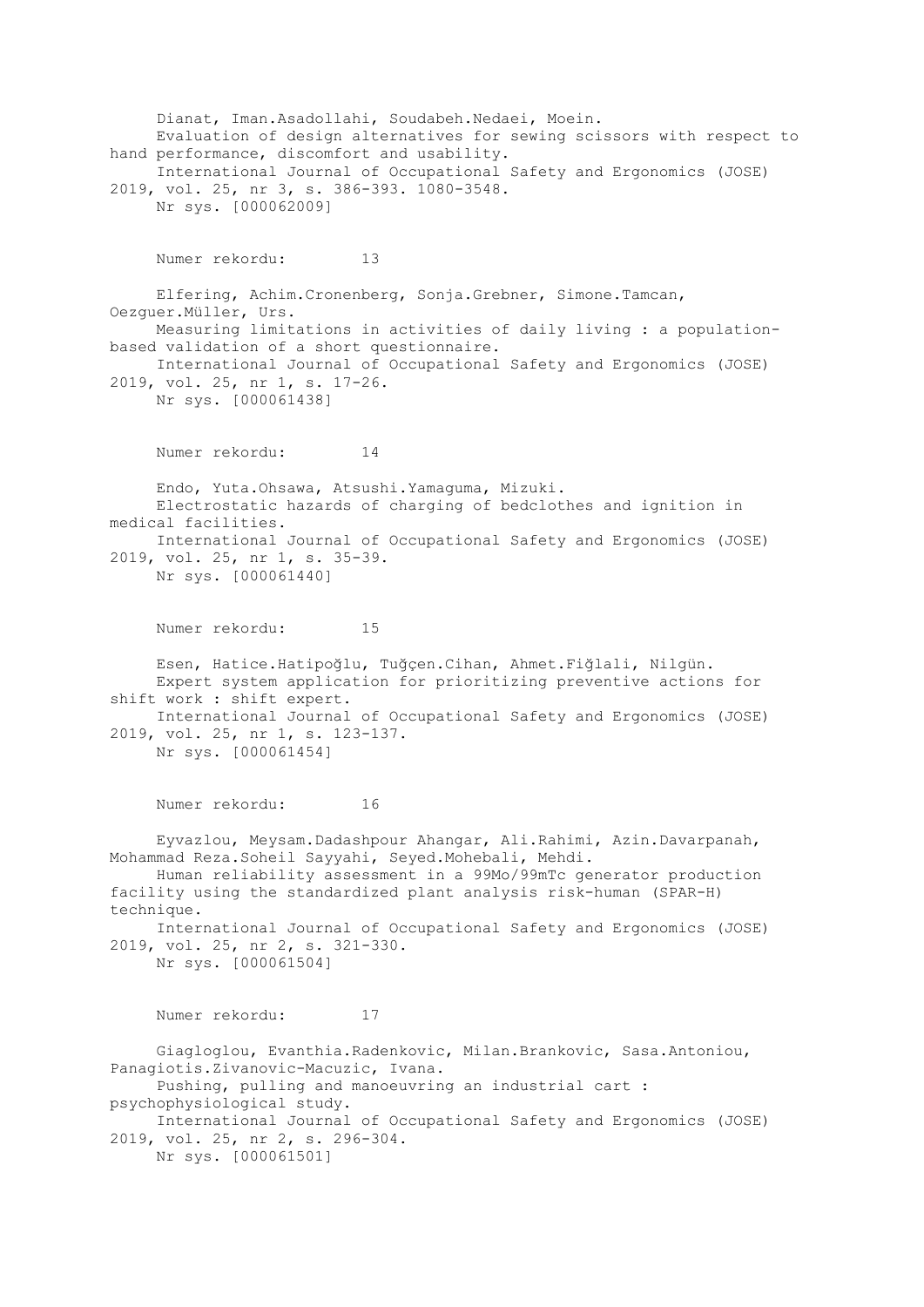Dianat, Iman.Asadollahi, Soudabeh.Nedaei, Moein.
Evaluation of design alternatives for sewing scissors with respect to hand performance, discomfort and usability.
International Journal of Occupational Safety and Ergonomics (JOSE) 2019, vol. 25, nr 3, s. 386-393. 1080-3548.
Nr sys. [000062009]

Numer rekordu: 13

Elfering, Achim.Cronenberg, Sonja.Grebner, Simone.Tamcan, Oezguer.Müller, Urs.
Measuring limitations in activities of daily living : a population-based validation of a short questionnaire.
International Journal of Occupational Safety and Ergonomics (JOSE) 2019, vol. 25, nr 1, s. 17-26.
Nr sys. [000061438]

Numer rekordu: 14

Endo, Yuta.Ohsawa, Atsushi.Yamaguma, Mizuki.
Electrostatic hazards of charging of bedclothes and ignition in medical facilities.
International Journal of Occupational Safety and Ergonomics (JOSE) 2019, vol. 25, nr 1, s. 35-39.
Nr sys. [000061440]

Numer rekordu: 15

Esen, Hatice.Hatipoğlu, Tuğçen.Cihan, Ahmet.Fiğlali, Nilgün.
Expert system application for prioritizing preventive actions for shift work : shift expert.
International Journal of Occupational Safety and Ergonomics (JOSE) 2019, vol. 25, nr 1, s. 123-137.
Nr sys. [000061454]

Numer rekordu: 16

Eyvazlou, Meysam.Dadashpour Ahangar, Ali.Rahimi, Azin.Davarpanah, Mohammad Reza.Soheil Sayyahi, Seyed.Mohebali, Mehdi.
Human reliability assessment in a 99Mo/99mTc generator production facility using the standardized plant analysis risk-human (SPAR-H) technique.
International Journal of Occupational Safety and Ergonomics (JOSE) 2019, vol. 25, nr 2, s. 321-330.
Nr sys. [000061504]

Numer rekordu: 17

Giagloglou, Evanthia.Radenkovic, Milan.Brankovic, Sasa.Antoniou, Panagiotis.Zivanovic-Macuzic, Ivana.
Pushing, pulling and manoeuvring an industrial cart : psychophysiological study.
International Journal of Occupational Safety and Ergonomics (JOSE) 2019, vol. 25, nr 2, s. 296-304.
Nr sys. [000061501]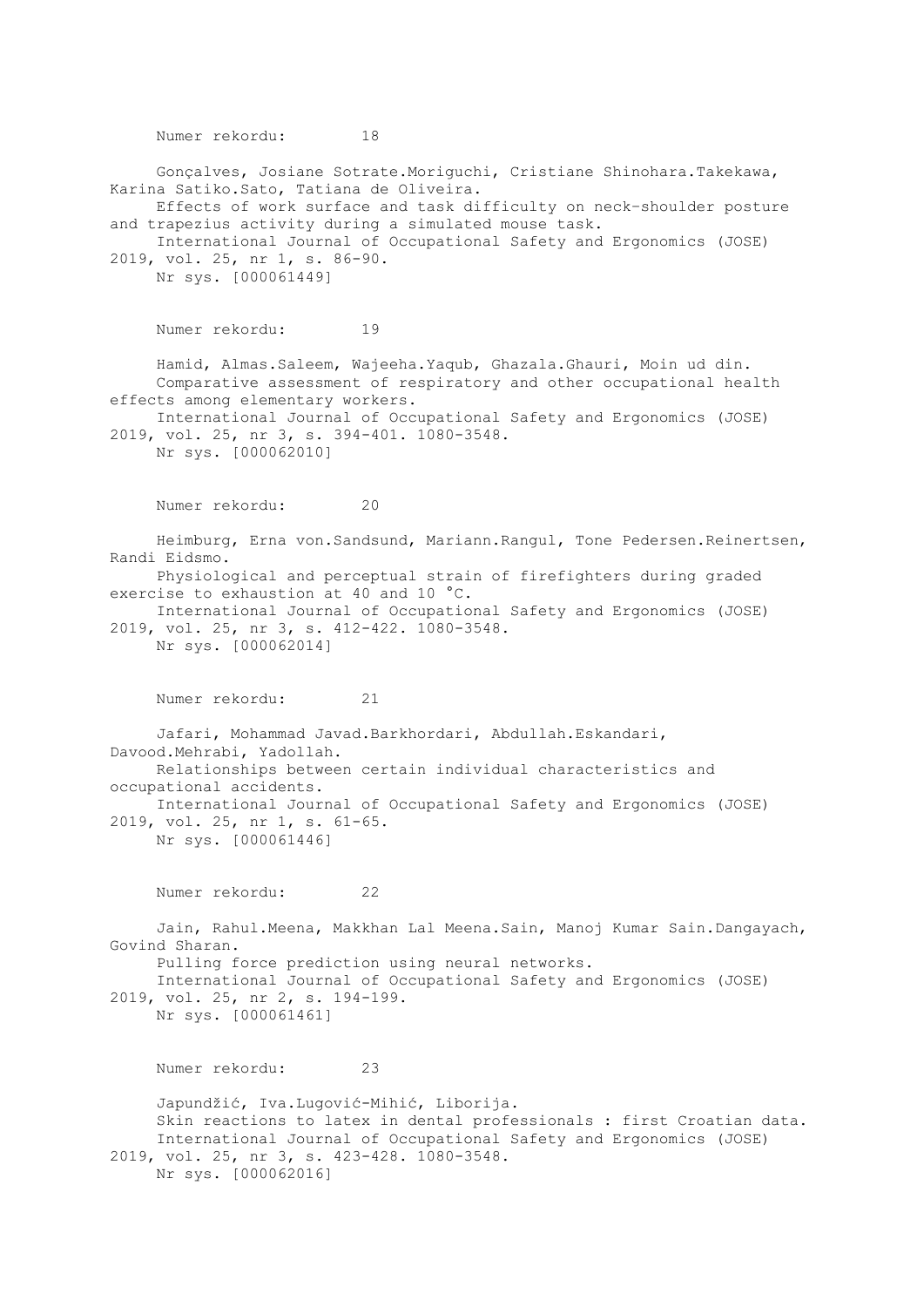Numer rekordu: 18

Gonçalves, Josiane Sotrate.Moriguchi, Cristiane Shinohara.Takekawa, Karina Satiko.Sato, Tatiana de Oliveira.
Effects of work surface and task difficulty on neck-shoulder posture and trapezius activity during a simulated mouse task.
International Journal of Occupational Safety and Ergonomics (JOSE) 2019, vol. 25, nr 1, s. 86-90.
Nr sys. [000061449]

Numer rekordu: 19

Hamid, Almas.Saleem, Wajeeha.Yaqub, Ghazala.Ghauri, Moin ud din.
Comparative assessment of respiratory and other occupational health effects among elementary workers.
International Journal of Occupational Safety and Ergonomics (JOSE) 2019, vol. 25, nr 3, s. 394-401. 1080-3548.
Nr sys. [000062010]

Numer rekordu: 20

Heimburg, Erna von.Sandsund, Mariann.Rangul, Tone Pedersen.Reinertsen, Randi Eidsmo.
Physiological and perceptual strain of firefighters during graded exercise to exhaustion at 40 and 10 °C.
International Journal of Occupational Safety and Ergonomics (JOSE) 2019, vol. 25, nr 3, s. 412-422. 1080-3548.
Nr sys. [000062014]

Numer rekordu: 21

Jafari, Mohammad Javad.Barkhordari, Abdullah.Eskandari, Davood.Mehrabi, Yadollah.
Relationships between certain individual characteristics and occupational accidents.
International Journal of Occupational Safety and Ergonomics (JOSE) 2019, vol. 25, nr 1, s. 61-65.
Nr sys. [000061446]

Numer rekordu: 22

Jain, Rahul.Meena, Makkhan Lal Meena.Sain, Manoj Kumar Sain.Dangayach, Govind Sharan.
Pulling force prediction using neural networks.
International Journal of Occupational Safety and Ergonomics (JOSE) 2019, vol. 25, nr 2, s. 194-199.
Nr sys. [000061461]

Numer rekordu: 23

Japundžić, Iva.Lugović-Mihić, Liborija.
Skin reactions to latex in dental professionals : first Croatian data.
International Journal of Occupational Safety and Ergonomics (JOSE) 2019, vol. 25, nr 3, s. 423-428. 1080-3548.
Nr sys. [000062016]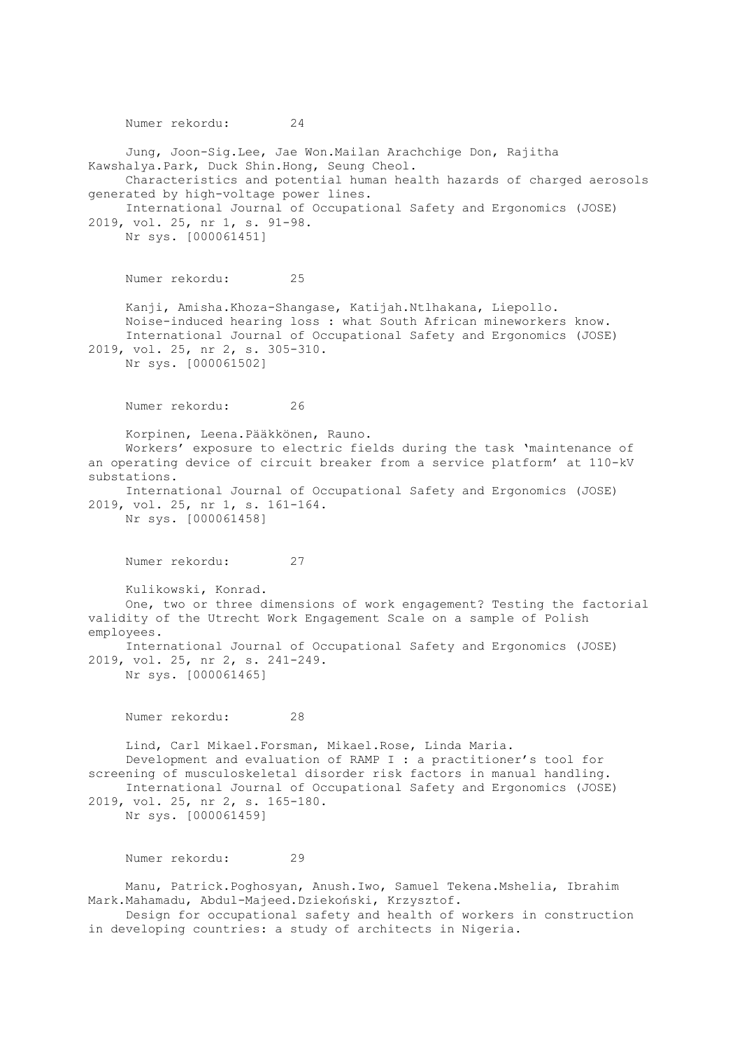Numer rekordu: 24

Jung, Joon-Sig.Lee, Jae Won.Mailan Arachchige Don, Rajitha Kawshalya.Park, Duck Shin.Hong, Seung Cheol.
Characteristics and potential human health hazards of charged aerosols generated by high-voltage power lines.
International Journal of Occupational Safety and Ergonomics (JOSE) 2019, vol. 25, nr 1, s. 91-98.
Nr sys. [000061451]

Numer rekordu: 25

Kanji, Amisha.Khoza-Shangase, Katijah.Ntlhakana, Liepollo.
Noise-induced hearing loss : what South African mineworkers know.
International Journal of Occupational Safety and Ergonomics (JOSE) 2019, vol. 25, nr 2, s. 305-310.
Nr sys. [000061502]

Numer rekordu: 26

Korpinen, Leena.Pääkkönen, Rauno.
Workers' exposure to electric fields during the task 'maintenance of an operating device of circuit breaker from a service platform' at 110-kV substations.
International Journal of Occupational Safety and Ergonomics (JOSE) 2019, vol. 25, nr 1, s. 161-164.
Nr sys. [000061458]

Numer rekordu: 27

Kulikowski, Konrad.
One, two or three dimensions of work engagement? Testing the factorial validity of the Utrecht Work Engagement Scale on a sample of Polish employees.
International Journal of Occupational Safety and Ergonomics (JOSE) 2019, vol. 25, nr 2, s. 241-249.
Nr sys. [000061465]

Numer rekordu: 28

Lind, Carl Mikael.Forsman, Mikael.Rose, Linda Maria.
Development and evaluation of RAMP I : a practitioner's tool for screening of musculoskeletal disorder risk factors in manual handling.
International Journal of Occupational Safety and Ergonomics (JOSE) 2019, vol. 25, nr 2, s. 165-180.
Nr sys. [000061459]

Numer rekordu: 29

Manu, Patrick.Poghosyan, Anush.Iwo, Samuel Tekena.Mshelia, Ibrahim Mark.Mahamadu, Abdul-Majeed.Dziekoński, Krzysztof.
Design for occupational safety and health of workers in construction in developing countries: a study of architects in Nigeria.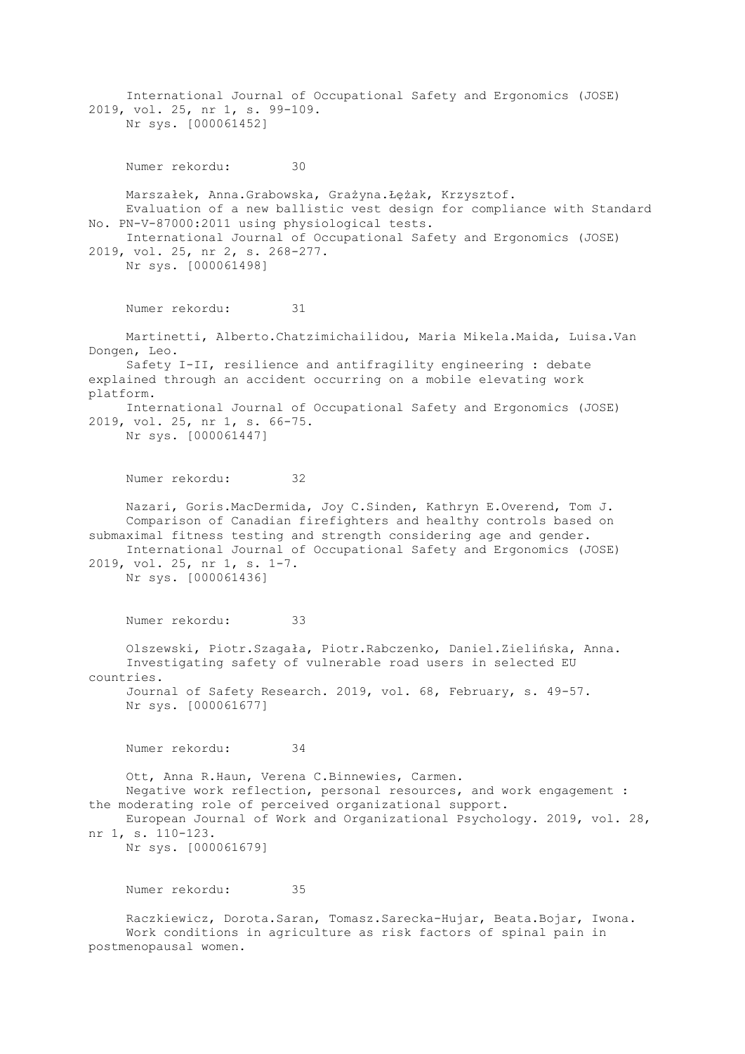International Journal of Occupational Safety and Ergonomics (JOSE) 2019, vol. 25, nr 1, s. 99-109.
Nr sys. [000061452]

Numer rekordu: 30

Marszałek, Anna.Grabowska, Grażyna.Łężak, Krzysztof.
Evaluation of a new ballistic vest design for compliance with Standard No. PN-V-87000:2011 using physiological tests.
International Journal of Occupational Safety and Ergonomics (JOSE) 2019, vol. 25, nr 2, s. 268-277.
Nr sys. [000061498]

Numer rekordu: 31

Martinetti, Alberto.Chatzimichailidou, Maria Mikela.Maida, Luisa.Van Dongen, Leo.
Safety I-II, resilience and antifragility engineering : debate explained through an accident occurring on a mobile elevating work platform.
International Journal of Occupational Safety and Ergonomics (JOSE) 2019, vol. 25, nr 1, s. 66-75.
Nr sys. [000061447]

Numer rekordu: 32

Nazari, Goris.MacDermida, Joy C.Sinden, Kathryn E.Overend, Tom J.
Comparison of Canadian firefighters and healthy controls based on submaximal fitness testing and strength considering age and gender.
International Journal of Occupational Safety and Ergonomics (JOSE) 2019, vol. 25, nr 1, s. 1-7.
Nr sys. [000061436]

Numer rekordu: 33

Olszewski, Piotr.Szagała, Piotr.Rabczenko, Daniel.Zielińska, Anna.
Investigating safety of vulnerable road users in selected EU countries.
Journal of Safety Research. 2019, vol. 68, February, s. 49-57.
Nr sys. [000061677]

Numer rekordu: 34

Ott, Anna R.Haun, Verena C.Binnewies, Carmen.
Negative work reflection, personal resources, and work engagement : the moderating role of perceived organizational support.
European Journal of Work and Organizational Psychology. 2019, vol. 28, nr 1, s. 110-123.
Nr sys. [000061679]

Numer rekordu: 35

Raczkiewicz, Dorota.Saran, Tomasz.Sarecka-Hujar, Beata.Bojar, Iwona.
Work conditions in agriculture as risk factors of spinal pain in postmenopausal women.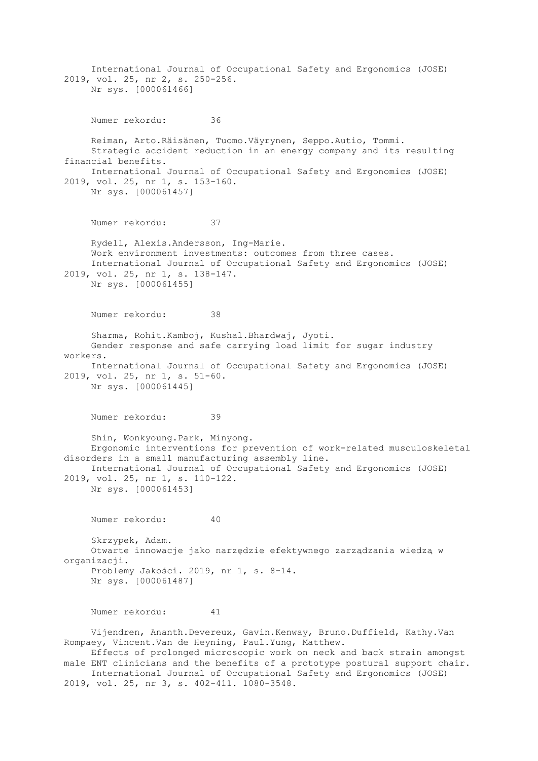International Journal of Occupational Safety and Ergonomics (JOSE) 2019, vol. 25, nr 2, s. 250-256.
Nr sys. [000061466]

Numer rekordu: 36

Reiman, Arto.Räisänen, Tuomo.Väyrynen, Seppo.Autio, Tommi.
Strategic accident reduction in an energy company and its resulting financial benefits.
International Journal of Occupational Safety and Ergonomics (JOSE) 2019, vol. 25, nr 1, s. 153-160.
Nr sys. [000061457]

Numer rekordu: 37

Rydell, Alexis.Andersson, Ing-Marie.
Work environment investments: outcomes from three cases.
International Journal of Occupational Safety and Ergonomics (JOSE) 2019, vol. 25, nr 1, s. 138-147.
Nr sys. [000061455]

Numer rekordu: 38

Sharma, Rohit.Kamboj, Kushal.Bhardwaj, Jyoti.
Gender response and safe carrying load limit for sugar industry workers.
International Journal of Occupational Safety and Ergonomics (JOSE) 2019, vol. 25, nr 1, s. 51-60.
Nr sys. [000061445]

Numer rekordu: 39

Shin, Wonkyoung.Park, Minyong.
Ergonomic interventions for prevention of work-related musculoskeletal disorders in a small manufacturing assembly line.
International Journal of Occupational Safety and Ergonomics (JOSE) 2019, vol. 25, nr 1, s. 110-122.
Nr sys. [000061453]

Numer rekordu: 40

Skrzypek, Adam.
Otwarte innowacje jako narzędzie efektywnego zarządzania wiedzą w organizacji.
Problemy Jakości. 2019, nr 1, s. 8-14.
Nr sys. [000061487]

Numer rekordu: 41

Vijendren, Ananth.Devereux, Gavin.Kenway, Bruno.Duffield, Kathy.Van Rompaey, Vincent.Van de Heyning, Paul.Yung, Matthew.
Effects of prolonged microscopic work on neck and back strain amongst male ENT clinicians and the benefits of a prototype postural support chair.
International Journal of Occupational Safety and Ergonomics (JOSE) 2019, vol. 25, nr 3, s. 402-411. 1080-3548.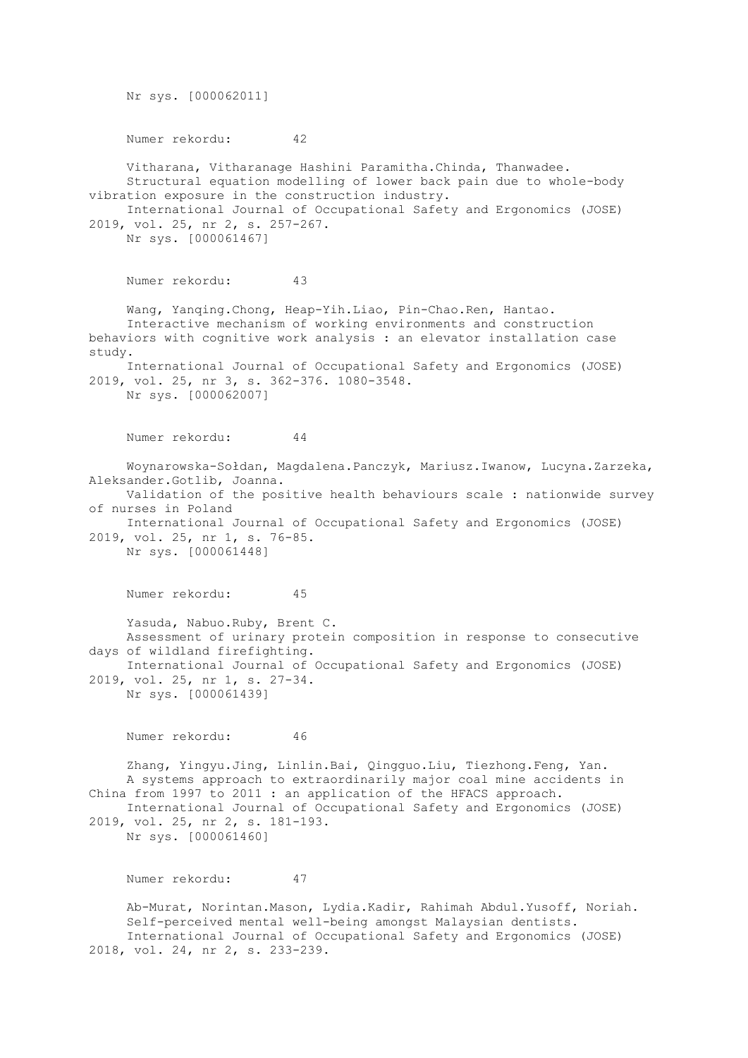Nr sys. [000062011]

Numer rekordu: 42

Vitharana, Vitharanage Hashini Paramitha.Chinda, Thanwadee.
Structural equation modelling of lower back pain due to whole-body vibration exposure in the construction industry.
International Journal of Occupational Safety and Ergonomics (JOSE) 2019, vol. 25, nr 2, s. 257-267.
Nr sys. [000061467]

Numer rekordu: 43

Wang, Yanqing.Chong, Heap-Yih.Liao, Pin-Chao.Ren, Hantao.
Interactive mechanism of working environments and construction behaviors with cognitive work analysis : an elevator installation case study.
International Journal of Occupational Safety and Ergonomics (JOSE) 2019, vol. 25, nr 3, s. 362-376. 1080-3548.
Nr sys. [000062007]

Numer rekordu: 44

Woynarowska-Sołdan, Magdalena.Panczyk, Mariusz.Iwanow, Lucyna.Zarzeka, Aleksander.Gotlib, Joanna.
Validation of the positive health behaviours scale : nationwide survey of nurses in Poland
International Journal of Occupational Safety and Ergonomics (JOSE) 2019, vol. 25, nr 1, s. 76-85.
Nr sys. [000061448]

Numer rekordu: 45

Yasuda, Nabuo.Ruby, Brent C.
Assessment of urinary protein composition in response to consecutive days of wildland firefighting.
International Journal of Occupational Safety and Ergonomics (JOSE) 2019, vol. 25, nr 1, s. 27-34.
Nr sys. [000061439]

Numer rekordu: 46

Zhang, Yingyu.Jing, Linlin.Bai, Qingguo.Liu, Tiezhong.Feng, Yan.
A systems approach to extraordinarily major coal mine accidents in China from 1997 to 2011 : an application of the HFACS approach.
International Journal of Occupational Safety and Ergonomics (JOSE) 2019, vol. 25, nr 2, s. 181-193.
Nr sys. [000061460]

Numer rekordu: 47

Ab-Murat, Norintan.Mason, Lydia.Kadir, Rahimah Abdul.Yusoff, Noriah.
Self-perceived mental well-being amongst Malaysian dentists.
International Journal of Occupational Safety and Ergonomics (JOSE) 2018, vol. 24, nr 2, s. 233-239.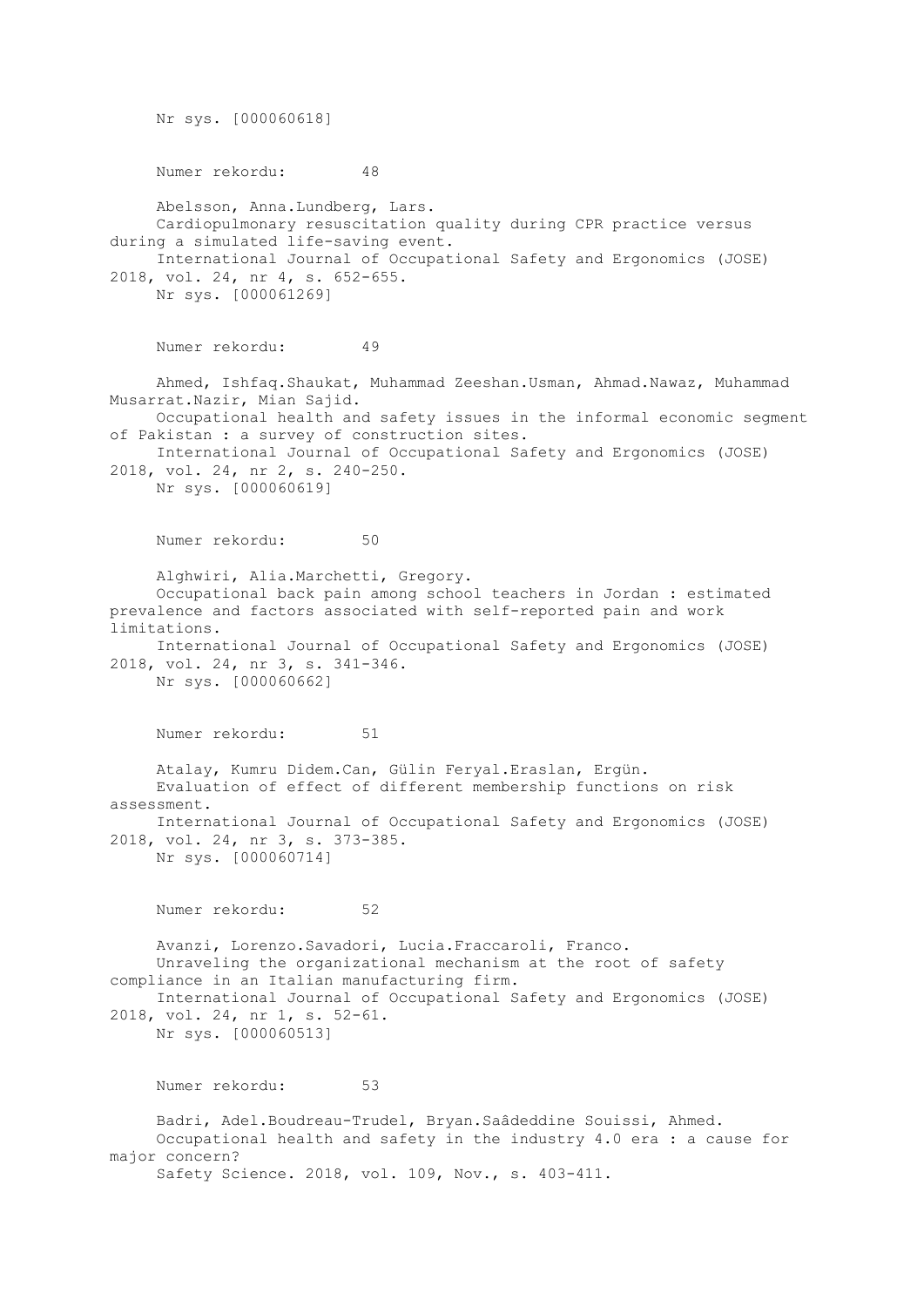Nr sys. [000060618]

Numer rekordu: 48

Abelsson, Anna.Lundberg, Lars.
Cardiopulmonary resuscitation quality during CPR practice versus during a simulated life-saving event.
International Journal of Occupational Safety and Ergonomics (JOSE) 2018, vol. 24, nr 4, s. 652-655.
Nr sys. [000061269]

Numer rekordu: 49

Ahmed, Ishfaq.Shaukat, Muhammad Zeeshan.Usman, Ahmad.Nawaz, Muhammad Musarrat.Nazir, Mian Sajid.
Occupational health and safety issues in the informal economic segment of Pakistan : a survey of construction sites.
International Journal of Occupational Safety and Ergonomics (JOSE) 2018, vol. 24, nr 2, s. 240-250.
Nr sys. [000060619]

Numer rekordu: 50

Alghwiri, Alia.Marchetti, Gregory.
Occupational back pain among school teachers in Jordan : estimated prevalence and factors associated with self-reported pain and work limitations.
International Journal of Occupational Safety and Ergonomics (JOSE) 2018, vol. 24, nr 3, s. 341-346.
Nr sys. [000060662]

Numer rekordu: 51

Atalay, Kumru Didem.Can, Gülin Feryal.Eraslan, Ergün.
Evaluation of effect of different membership functions on risk assessment.
International Journal of Occupational Safety and Ergonomics (JOSE) 2018, vol. 24, nr 3, s. 373-385.
Nr sys. [000060714]

Numer rekordu: 52

Avanzi, Lorenzo.Savadori, Lucia.Fraccaroli, Franco.
Unraveling the organizational mechanism at the root of safety compliance in an Italian manufacturing firm.
International Journal of Occupational Safety and Ergonomics (JOSE) 2018, vol. 24, nr 1, s. 52-61.
Nr sys. [000060513]

Numer rekordu: 53

Badri, Adel.Boudreau-Trudel, Bryan.Saâdeddine Souissi, Ahmed.
Occupational health and safety in the industry 4.0 era : a cause for major concern?
Safety Science. 2018, vol. 109, Nov., s. 403-411.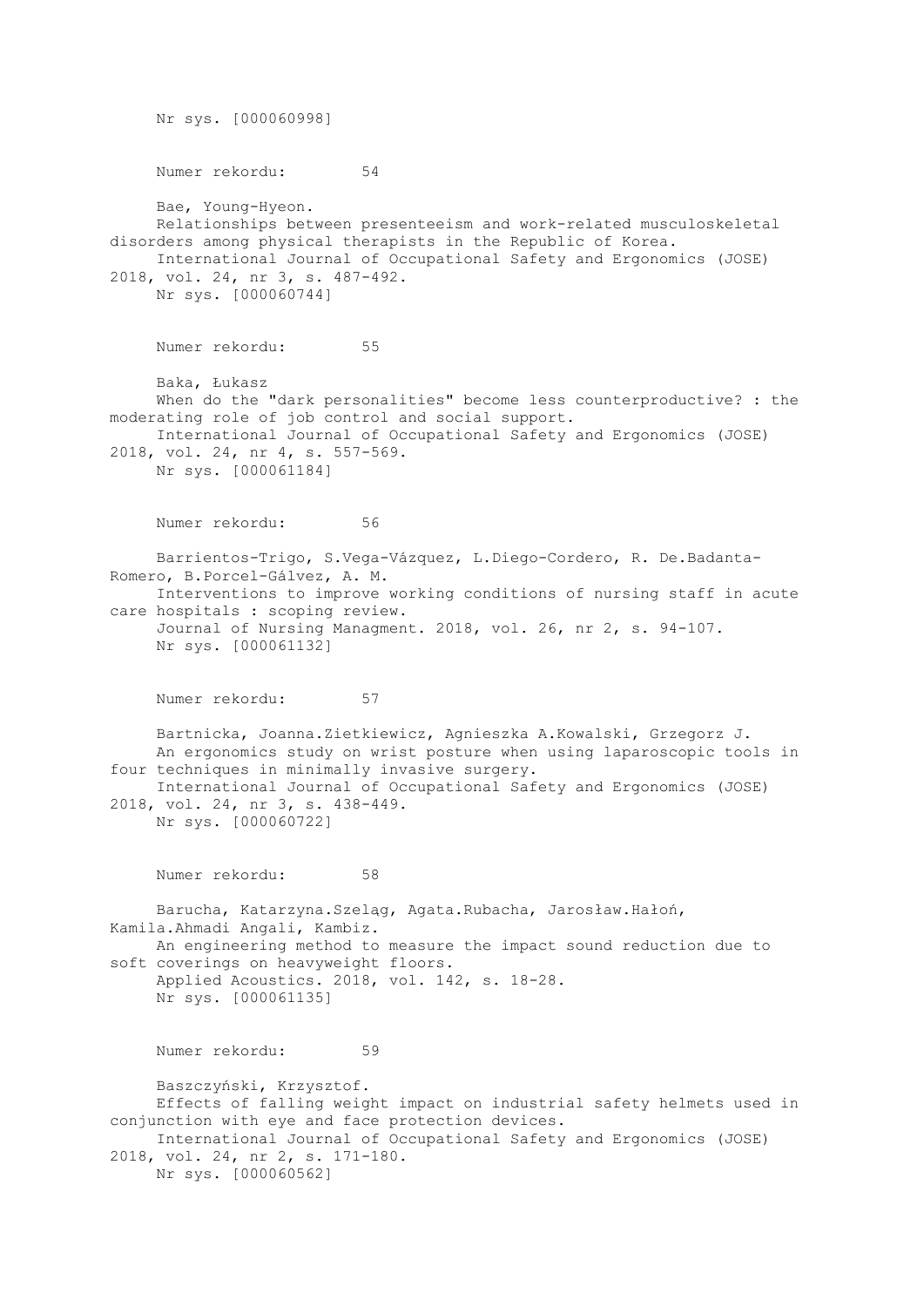Nr sys. [000060998]

Numer rekordu: 54

Bae, Young-Hyeon.
Relationships between presenteeism and work-related musculoskeletal disorders among physical therapists in the Republic of Korea.
International Journal of Occupational Safety and Ergonomics (JOSE) 2018, vol. 24, nr 3, s. 487-492.
Nr sys. [000060744]

Numer rekordu: 55

Baka, Łukasz
When do the "dark personalities" become less counterproductive? : the moderating role of job control and social support.
International Journal of Occupational Safety and Ergonomics (JOSE) 2018, vol. 24, nr 4, s. 557-569.
Nr sys. [000061184]

Numer rekordu: 56

Barrientos-Trigo, S.Vega-Vázquez, L.Diego-Cordero, R. De.Badanta-Romero, B.Porcel-Gálvez, A. M.
Interventions to improve working conditions of nursing staff in acute care hospitals : scoping review.
Journal of Nursing Managment. 2018, vol. 26, nr 2, s. 94-107.
Nr sys. [000061132]

Numer rekordu: 57

Bartnicka, Joanna.Zietkiewicz, Agnieszka A.Kowalski, Grzegorz J.
An ergonomics study on wrist posture when using laparoscopic tools in four techniques in minimally invasive surgery.
International Journal of Occupational Safety and Ergonomics (JOSE) 2018, vol. 24, nr 3, s. 438-449.
Nr sys. [000060722]

Numer rekordu: 58

Barucha, Katarzyna.Szeląg, Agata.Rubacha, Jarosław.Hałoń, Kamila.Ahmadi Angali, Kambiz.
An engineering method to measure the impact sound reduction due to soft coverings on heavyweight floors.
Applied Acoustics. 2018, vol. 142, s. 18-28.
Nr sys. [000061135]

Numer rekordu: 59

Baszczyński, Krzysztof.
Effects of falling weight impact on industrial safety helmets used in conjunction with eye and face protection devices.
International Journal of Occupational Safety and Ergonomics (JOSE) 2018, vol. 24, nr 2, s. 171-180.
Nr sys. [000060562]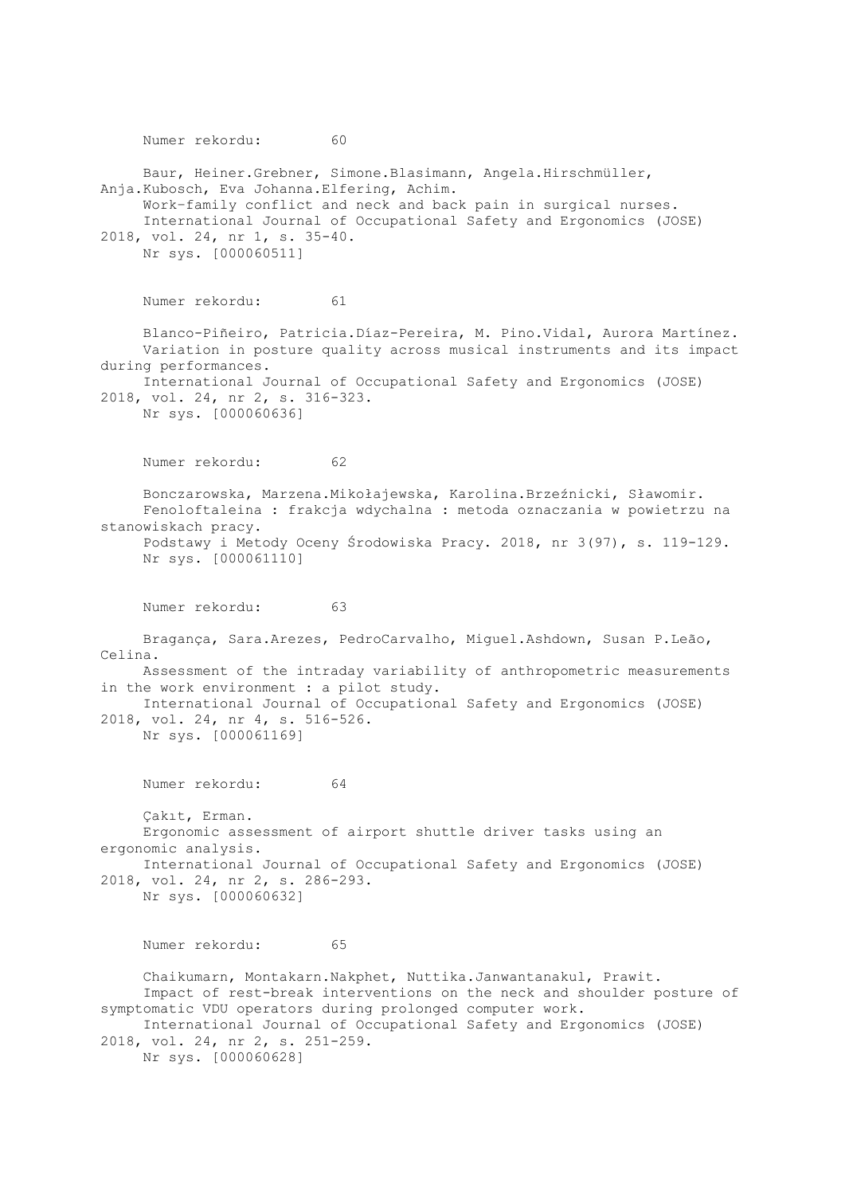Numer rekordu: 60

Baur, Heiner.Grebner, Simone.Blasimann, Angela.Hirschmüller, Anja.Kubosch, Eva Johanna.Elfering, Achim.
Work-family conflict and neck and back pain in surgical nurses.
International Journal of Occupational Safety and Ergonomics (JOSE) 2018, vol. 24, nr 1, s. 35-40.
Nr sys. [000060511]

Numer rekordu: 61

Blanco-Piñeiro, Patricia.Díaz-Pereira, M. Pino.Vidal, Aurora Martínez.
Variation in posture quality across musical instruments and its impact during performances.
International Journal of Occupational Safety and Ergonomics (JOSE) 2018, vol. 24, nr 2, s. 316-323.
Nr sys. [000060636]

Numer rekordu: 62

Bonczarowska, Marzena.Mikołajewska, Karolina.Brzeźnicki, Sławomir.
Fenoloftaleina : frakcja wdychalna : metoda oznaczania w powietrzu na stanowiskach pracy.
Podstawy i Metody Oceny Środowiska Pracy. 2018, nr 3(97), s. 119-129.
Nr sys. [000061110]

Numer rekordu: 63

Bragança, Sara.Arezes, PedroCarvalho, Miguel.Ashdown, Susan P.Leão, Celina.
Assessment of the intraday variability of anthropometric measurements in the work environment : a pilot study.
International Journal of Occupational Safety and Ergonomics (JOSE) 2018, vol. 24, nr 4, s. 516-526.
Nr sys. [000061169]

Numer rekordu: 64

Çakıt, Erman.
Ergonomic assessment of airport shuttle driver tasks using an ergonomic analysis.
International Journal of Occupational Safety and Ergonomics (JOSE) 2018, vol. 24, nr 2, s. 286-293.
Nr sys. [000060632]

Numer rekordu: 65

Chaikumarn, Montakarn.Nakphet, Nuttika.Janwantanakul, Prawit.
Impact of rest-break interventions on the neck and shoulder posture of symptomatic VDU operators during prolonged computer work.
International Journal of Occupational Safety and Ergonomics (JOSE) 2018, vol. 24, nr 2, s. 251-259.
Nr sys. [000060628]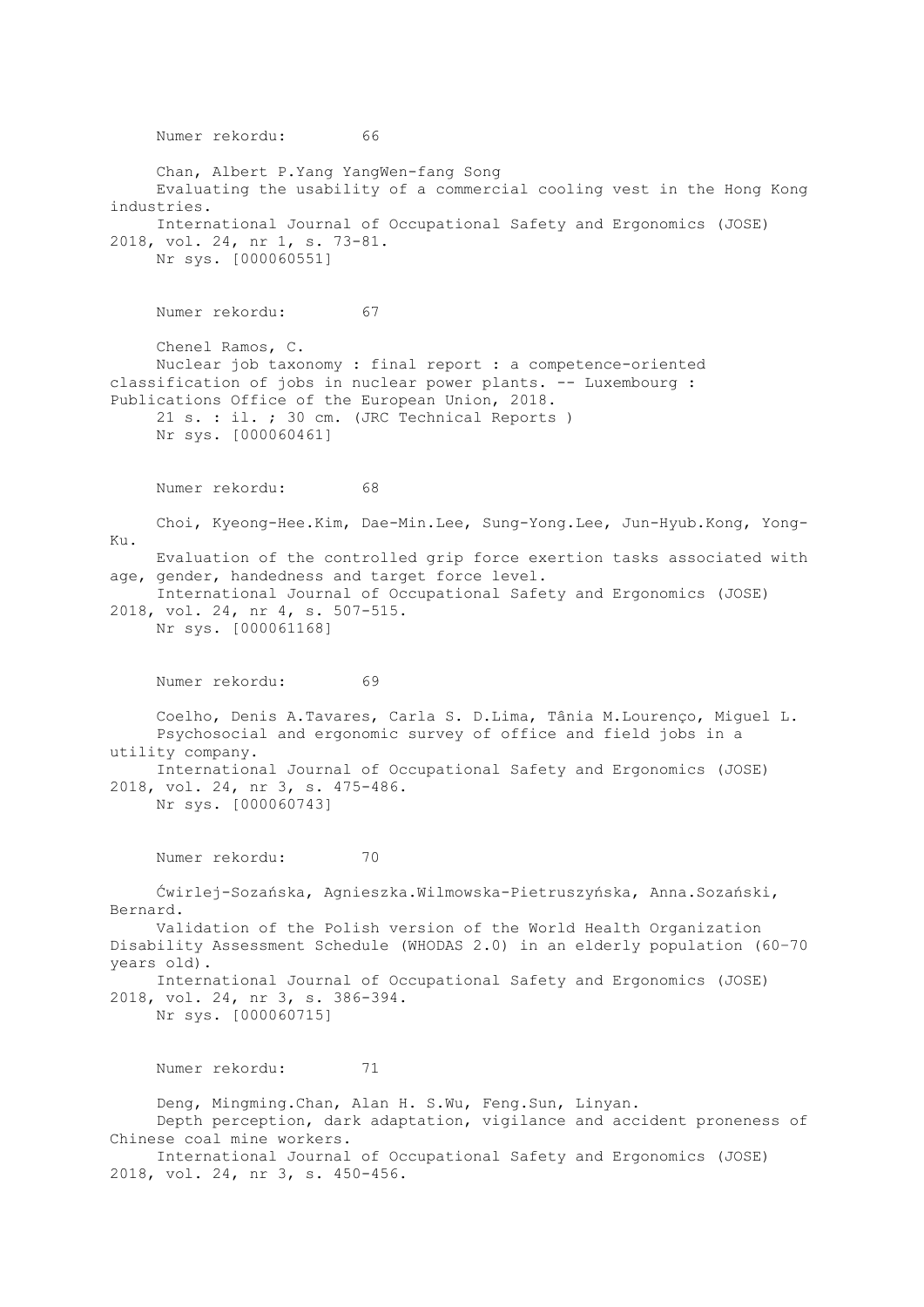Numer rekordu: 66

Chan, Albert P.Yang YangWen-fang Song
Evaluating the usability of a commercial cooling vest in the Hong Kong industries.
International Journal of Occupational Safety and Ergonomics (JOSE) 2018, vol. 24, nr 1, s. 73-81.
Nr sys. [000060551]

Numer rekordu: 67

Chenel Ramos, C.
Nuclear job taxonomy : final report : a competence-oriented classification of jobs in nuclear power plants. -- Luxembourg : Publications Office of the European Union, 2018.
21 s. : il. ; 30 cm. (JRC Technical Reports )
Nr sys. [000060461]

Numer rekordu: 68

Choi, Kyeong-Hee.Kim, Dae-Min.Lee, Sung-Yong.Lee, Jun-Hyub.Kong, Yong-Ku.
Evaluation of the controlled grip force exertion tasks associated with age, gender, handedness and target force level.
International Journal of Occupational Safety and Ergonomics (JOSE) 2018, vol. 24, nr 4, s. 507-515.
Nr sys. [000061168]

Numer rekordu: 69

Coelho, Denis A.Tavares, Carla S. D.Lima, Tânia M.Lourenço, Miguel L.
Psychosocial and ergonomic survey of office and field jobs in a utility company.
International Journal of Occupational Safety and Ergonomics (JOSE) 2018, vol. 24, nr 3, s. 475-486.
Nr sys. [000060743]

Numer rekordu: 70

Ćwirlej-Sozańska, Agnieszka.Wilmowska-Pietruszyńska, Anna.Sozański, Bernard.
Validation of the Polish version of the World Health Organization Disability Assessment Schedule (WHODAS 2.0) in an elderly population (60–70 years old).
International Journal of Occupational Safety and Ergonomics (JOSE) 2018, vol. 24, nr 3, s. 386-394.
Nr sys. [000060715]

Numer rekordu: 71

Deng, Mingming.Chan, Alan H. S.Wu, Feng.Sun, Linyan.
Depth perception, dark adaptation, vigilance and accident proneness of Chinese coal mine workers.
International Journal of Occupational Safety and Ergonomics (JOSE) 2018, vol. 24, nr 3, s. 450-456.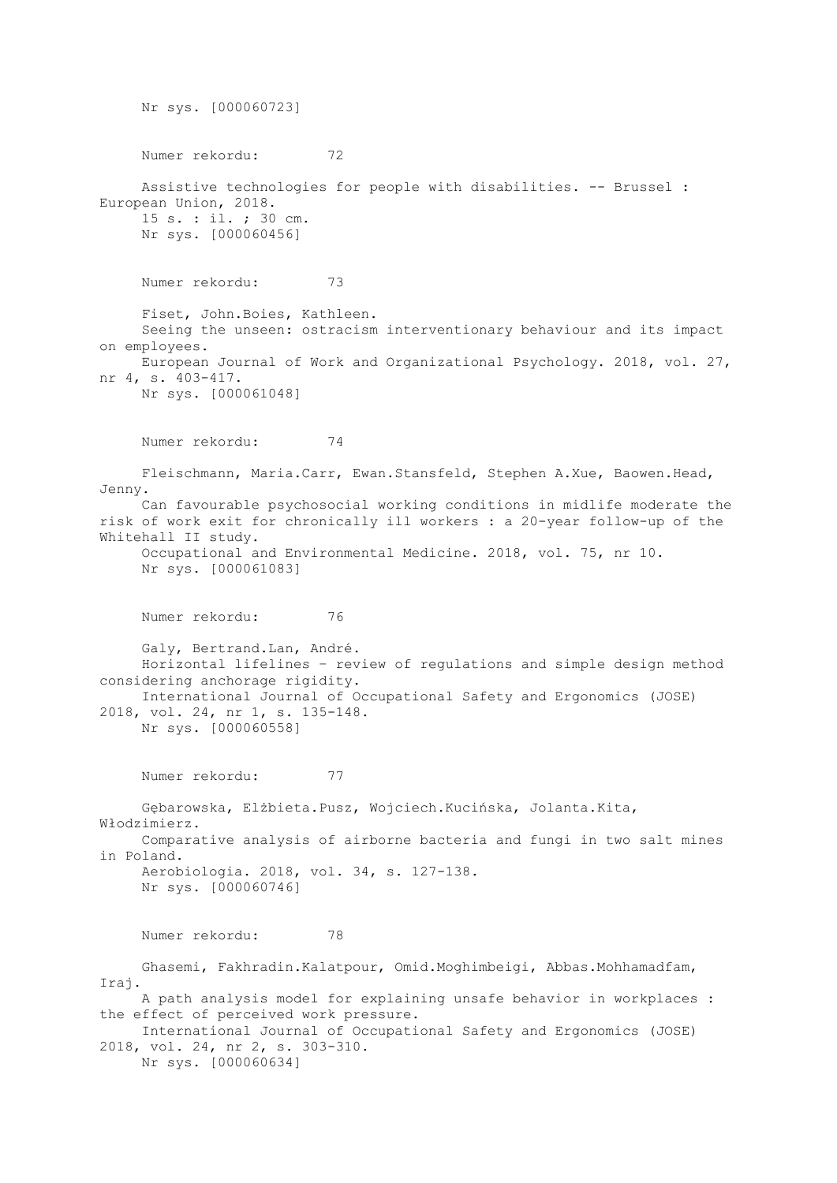Nr sys. [000060723]

Numer rekordu: 72

Assistive technologies for people with disabilities. -- Brussel : European Union, 2018.
15 s. : il. ; 30 cm.
Nr sys. [000060456]

Numer rekordu: 73

Fiset, John.Boies, Kathleen.
Seeing the unseen: ostracism interventionary behaviour and its impact on employees.
European Journal of Work and Organizational Psychology. 2018, vol. 27, nr 4, s. 403-417.
Nr sys. [000061048]

Numer rekordu: 74

Fleischmann, Maria.Carr, Ewan.Stansfeld, Stephen A.Xue, Baowen.Head, Jenny.
Can favourable psychosocial working conditions in midlife moderate the risk of work exit for chronically ill workers : a 20-year follow-up of the Whitehall II study.
Occupational and Environmental Medicine. 2018, vol. 75, nr 10.
Nr sys. [000061083]

Numer rekordu: 76

Galy, Bertrand.Lan, André.
Horizontal lifelines – review of regulations and simple design method considering anchorage rigidity.
International Journal of Occupational Safety and Ergonomics (JOSE) 2018, vol. 24, nr 1, s. 135-148.
Nr sys. [000060558]

Numer rekordu: 77

Gębarowska, Elżbieta.Pusz, Wojciech.Kucińska, Jolanta.Kita, Włodzimierz.
Comparative analysis of airborne bacteria and fungi in two salt mines in Poland.
Aerobiologia. 2018, vol. 34, s. 127-138.
Nr sys. [000060746]

Numer rekordu: 78

Ghasemi, Fakhradin.Kalatpour, Omid.Moghimbeigi, Abbas.Mohhamadfam, Iraj.
A path analysis model for explaining unsafe behavior in workplaces : the effect of perceived work pressure.
International Journal of Occupational Safety and Ergonomics (JOSE) 2018, vol. 24, nr 2, s. 303-310.
Nr sys. [000060634]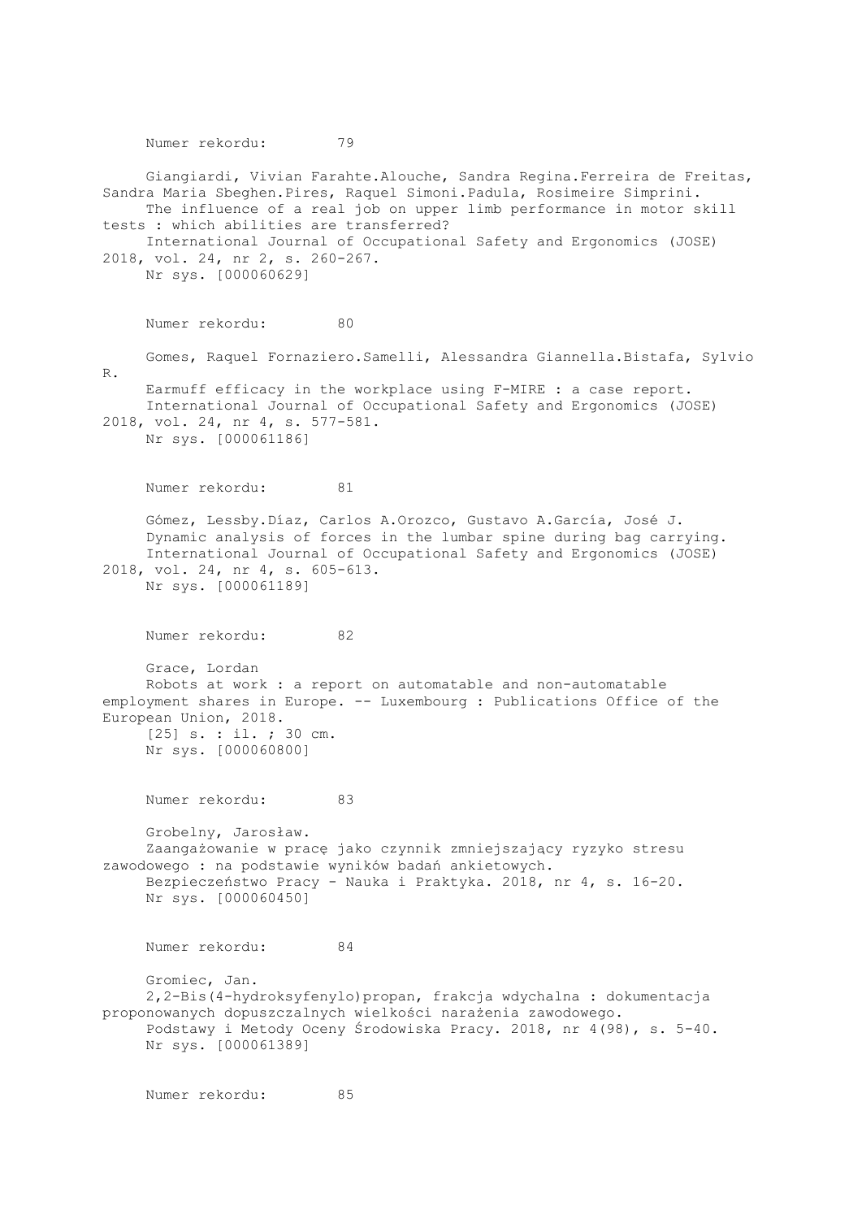Numer rekordu: 79

Giangiardi, Vivian Farahte.Alouche, Sandra Regina.Ferreira de Freitas, Sandra Maria Sbeghen.Pires, Raquel Simoni.Padula, Rosimeire Simprini.
The influence of a real job on upper limb performance in motor skill tests : which abilities are transferred?
International Journal of Occupational Safety and Ergonomics (JOSE) 2018, vol. 24, nr 2, s. 260-267.
Nr sys. [000060629]

Numer rekordu: 80

Gomes, Raquel Fornaziero.Samelli, Alessandra Giannella.Bistafa, Sylvio R.
Earmuff efficacy in the workplace using F-MIRE : a case report.
International Journal of Occupational Safety and Ergonomics (JOSE) 2018, vol. 24, nr 4, s. 577-581.
Nr sys. [000061186]

Numer rekordu: 81

Gómez, Lessby.Díaz, Carlos A.Orozco, Gustavo A.García, José J.
Dynamic analysis of forces in the lumbar spine during bag carrying.
International Journal of Occupational Safety and Ergonomics (JOSE) 2018, vol. 24, nr 4, s. 605-613.
Nr sys. [000061189]

Numer rekordu: 82

Grace, Lordan
Robots at work : a report on automatable and non-automatable employment shares in Europe. -- Luxembourg : Publications Office of the European Union, 2018.
[25] s. : il. ; 30 cm.
Nr sys. [000060800]

Numer rekordu: 83

Grobelny, Jarosław.
Zaangażowanie w pracę jako czynnik zmniejszający ryzyko stresu zawodowego : na podstawie wyników badań ankietowych.
Bezpieczeństwo Pracy - Nauka i Praktyka. 2018, nr 4, s. 16-20.
Nr sys. [000060450]

Numer rekordu: 84

Gromiec, Jan.
2,2-Bis(4-hydroksyfenylo)propan, frakcja wdychalna : dokumentacja proponowanych dopuszczalnych wielkości narażenia zawodowego.
Podstawy i Metody Oceny Środowiska Pracy. 2018, nr 4(98), s. 5-40.
Nr sys. [000061389]

Numer rekordu: 85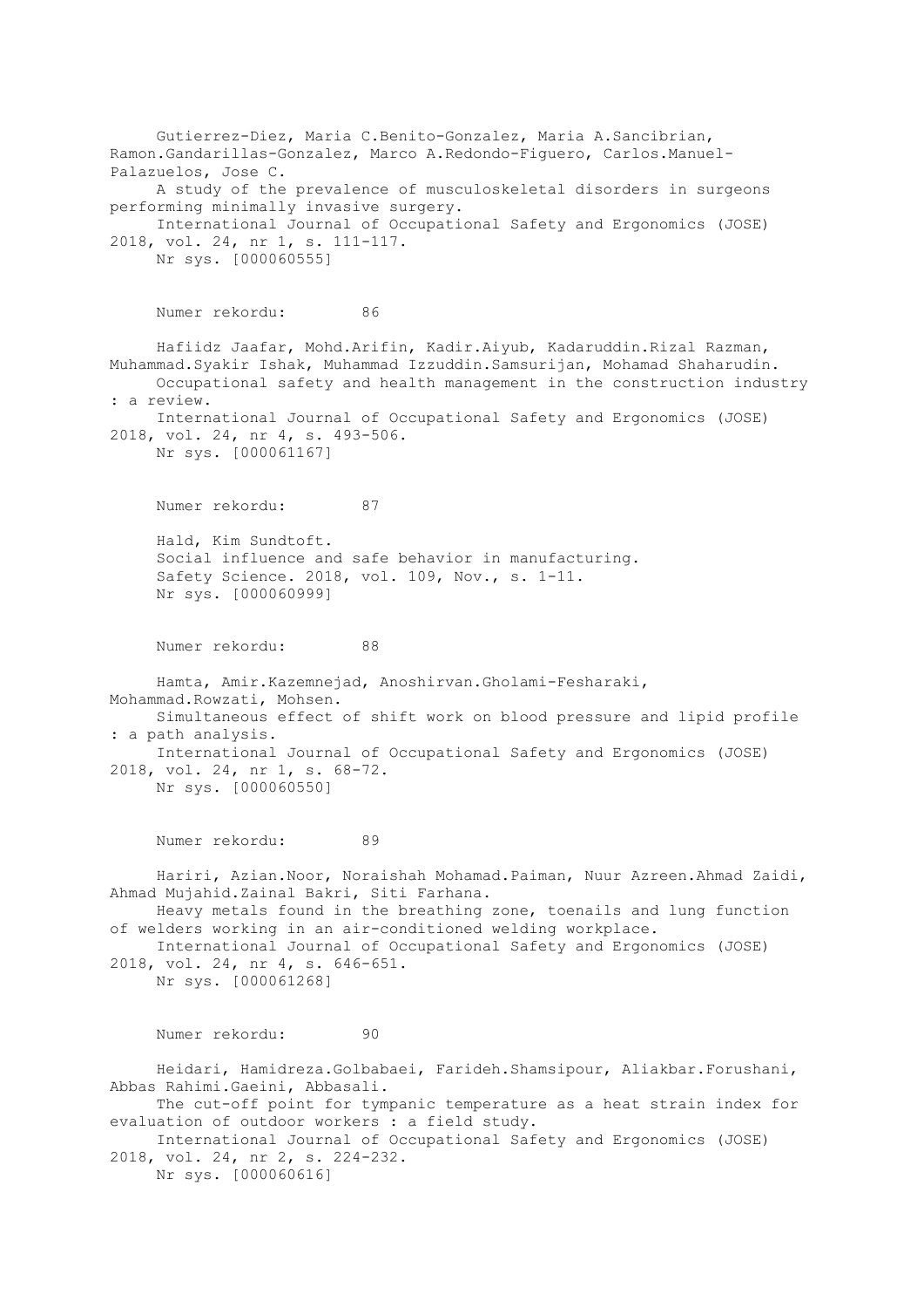Gutierrez-Diez, Maria C.Benito-Gonzalez, Maria A.Sancibrian, Ramon.Gandarillas-Gonzalez, Marco A.Redondo-Figuero, Carlos.Manuel-Palazuelos, Jose C.

A study of the prevalence of musculoskeletal disorders in surgeons performing minimally invasive surgery.

International Journal of Occupational Safety and Ergonomics (JOSE) 2018, vol. 24, nr 1, s. 111-117.

Nr sys. [000060555]

Numer rekordu: 86

Hafiidz Jaafar, Mohd.Arifin, Kadir.Aiyub, Kadaruddin.Rizal Razman, Muhammad.Syakir Ishak, Muhammad Izzuddin.Samsurijan, Mohamad Shaharudin.

Occupational safety and health management in the construction industry : a review.

International Journal of Occupational Safety and Ergonomics (JOSE) 2018, vol. 24, nr 4, s. 493-506.

Nr sys. [000061167]

Numer rekordu: 87

Hald, Kim Sundtoft.

Social influence and safe behavior in manufacturing.

Safety Science. 2018, vol. 109, Nov., s. 1-11.

Nr sys. [000060999]

Numer rekordu: 88

Hamta, Amir.Kazemnejad, Anoshirvan.Gholami-Fesharaki, Mohammad.Rowzati, Mohsen.

Simultaneous effect of shift work on blood pressure and lipid profile : a path analysis.

International Journal of Occupational Safety and Ergonomics (JOSE) 2018, vol. 24, nr 1, s. 68-72.

Nr sys. [000060550]

Numer rekordu: 89

Hariri, Azian.Noor, Noraishah Mohamad.Paiman, Nuur Azreen.Ahmad Zaidi, Ahmad Mujahid.Zainal Bakri, Siti Farhana.

Heavy metals found in the breathing zone, toenails and lung function of welders working in an air-conditioned welding workplace.

International Journal of Occupational Safety and Ergonomics (JOSE) 2018, vol. 24, nr 4, s. 646-651.

Nr sys. [000061268]

Numer rekordu: 90

Heidari, Hamidreza.Golbabaei, Farideh.Shamsipour, Aliakbar.Forushani, Abbas Rahimi.Gaeini, Abbasali.

The cut-off point for tympanic temperature as a heat strain index for evaluation of outdoor workers : a field study.

International Journal of Occupational Safety and Ergonomics (JOSE) 2018, vol. 24, nr 2, s. 224-232.

Nr sys. [000060616]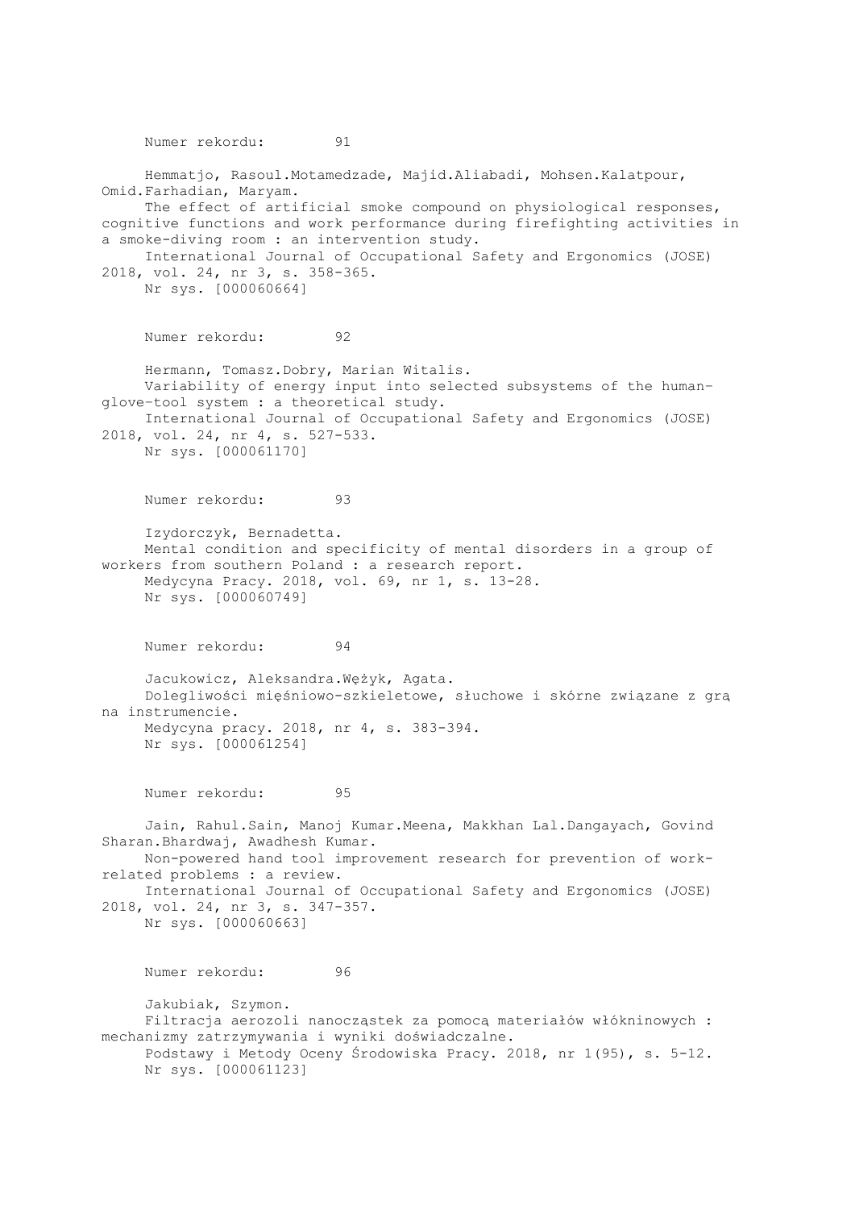Numer rekordu: 91

Hemmatjo, Rasoul.Motamedzade, Majid.Aliabadi, Mohsen.Kalatpour, Omid.Farhadian, Maryam.
The effect of artificial smoke compound on physiological responses, cognitive functions and work performance during firefighting activities in a smoke-diving room : an intervention study.
International Journal of Occupational Safety and Ergonomics (JOSE) 2018, vol. 24, nr 3, s. 358-365.
Nr sys. [000060664]

Numer rekordu: 92

Hermann, Tomasz.Dobry, Marian Witalis.
Variability of energy input into selected subsystems of the human-glove-tool system : a theoretical study.
International Journal of Occupational Safety and Ergonomics (JOSE) 2018, vol. 24, nr 4, s. 527-533.
Nr sys. [000061170]

Numer rekordu: 93

Izydorczyk, Bernadetta.
Mental condition and specificity of mental disorders in a group of workers from southern Poland : a research report.
Medycyna Pracy. 2018, vol. 69, nr 1, s. 13-28.
Nr sys. [000060749]

Numer rekordu: 94

Jacukowicz, Aleksandra.Wężyk, Agata.
Dolegliwości mięśniowo-szkieletowe, słuchowe i skórne związane z grą na instrumencie.
Medycyna pracy. 2018, nr 4, s. 383-394.
Nr sys. [000061254]

Numer rekordu: 95

Jain, Rahul.Sain, Manoj Kumar.Meena, Makkhan Lal.Dangayach, Govind Sharan.Bhardwaj, Awadhesh Kumar.
Non-powered hand tool improvement research for prevention of work-related problems : a review.
International Journal of Occupational Safety and Ergonomics (JOSE) 2018, vol. 24, nr 3, s. 347-357.
Nr sys. [000060663]

Numer rekordu: 96

Jakubiak, Szymon.
Filtracja aerozoli nanocząstek za pomocą materiałów włókninowych : mechanizmy zatrzymywania i wyniki doświadczalne.
Podstawy i Metody Oceny Środowiska Pracy. 2018, nr 1(95), s. 5-12.
Nr sys. [000061123]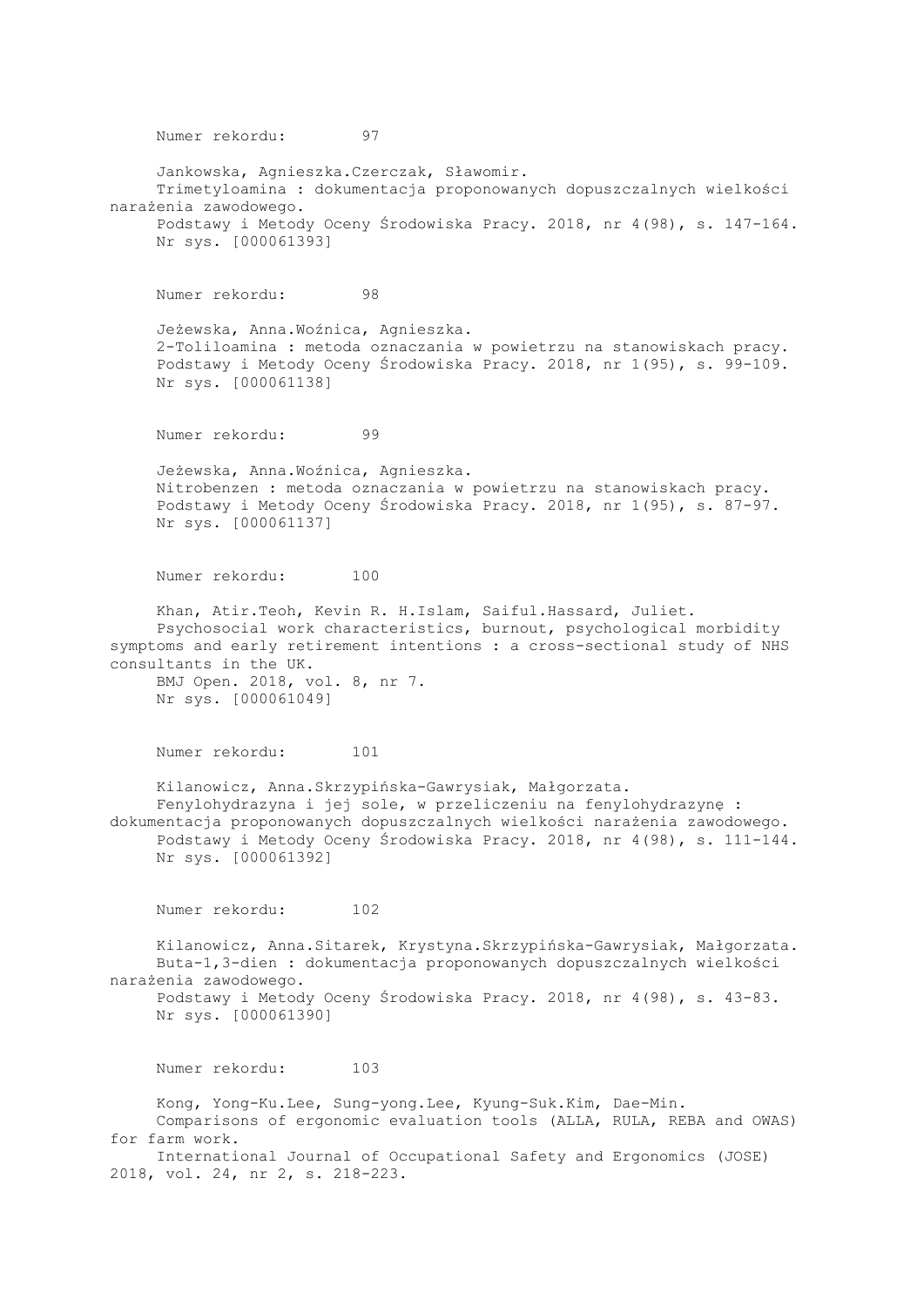Numer rekordu: 97

Jankowska, Agnieszka.Czerczak, Sławomir.
Trimetyloamina : dokumentacja proponowanych dopuszczalnych wielkości narażenia zawodowego.
Podstawy i Metody Oceny Środowiska Pracy. 2018, nr 4(98), s. 147-164.
Nr sys. [000061393]

Numer rekordu: 98

Jeżewska, Anna.Woźnica, Agnieszka.
2-Toliloamina : metoda oznaczania w powietrzu na stanowiskach pracy.
Podstawy i Metody Oceny Środowiska Pracy. 2018, nr 1(95), s. 99-109.
Nr sys. [000061138]

Numer rekordu: 99

Jeżewska, Anna.Woźnica, Agnieszka.
Nitrobenzen : metoda oznaczania w powietrzu na stanowiskach pracy.
Podstawy i Metody Oceny Środowiska Pracy. 2018, nr 1(95), s. 87-97.
Nr sys. [000061137]

Numer rekordu: 100

Khan, Atir.Teoh, Kevin R. H.Islam, Saiful.Hassard, Juliet.
Psychosocial work characteristics, burnout, psychological morbidity symptoms and early retirement intentions : a cross-sectional study of NHS consultants in the UK.
BMJ Open. 2018, vol. 8, nr 7.
Nr sys. [000061049]

Numer rekordu: 101

Kilanowicz, Anna.Skrzypińska-Gawrysiak, Małgorzata.
Fenylohydrazyna i jej sole, w przeliczeniu na fenylohydrazynę : dokumentacja proponowanych dopuszczalnych wielkości narażenia zawodowego.
Podstawy i Metody Oceny Środowiska Pracy. 2018, nr 4(98), s. 111-144.
Nr sys. [000061392]

Numer rekordu: 102

Kilanowicz, Anna.Sitarek, Krystyna.Skrzypińska-Gawrysiak, Małgorzata.
Buta-1,3-dien : dokumentacja proponowanych dopuszczalnych wielkości narażenia zawodowego.
Podstawy i Metody Oceny Środowiska Pracy. 2018, nr 4(98), s. 43-83.
Nr sys. [000061390]

Numer rekordu: 103

Kong, Yong-Ku.Lee, Sung-yong.Lee, Kyung-Suk.Kim, Dae-Min.
Comparisons of ergonomic evaluation tools (ALLA, RULA, REBA and OWAS) for farm work.
International Journal of Occupational Safety and Ergonomics (JOSE) 2018, vol. 24, nr 2, s. 218-223.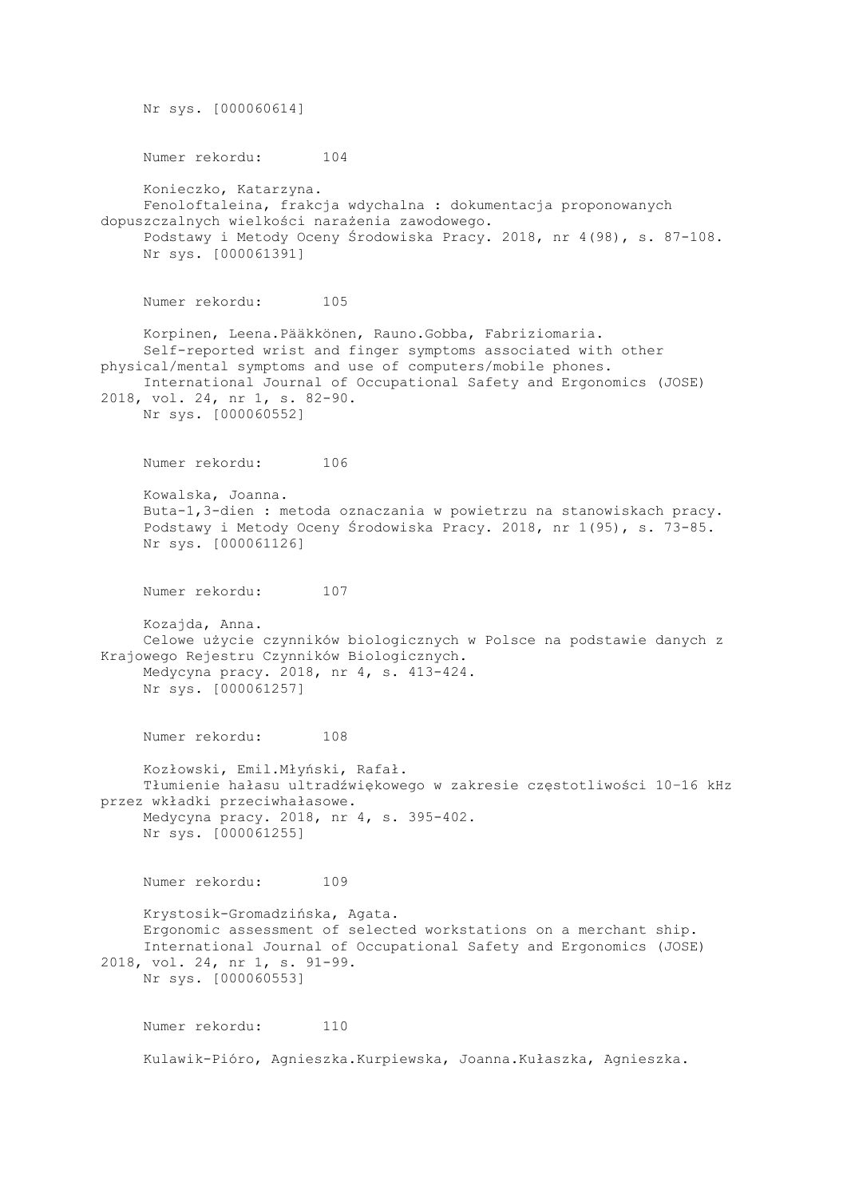Nr sys. [000060614]

Numer rekordu: 104

Konieczko, Katarzyna.
Fenoloftaleina, frakcja wdychalna : dokumentacja proponowanych dopuszczalnych wielkości narażenia zawodowego.
Podstawy i Metody Oceny Środowiska Pracy. 2018, nr 4(98), s. 87-108.
Nr sys. [000061391]

Numer rekordu: 105

Korpinen, Leena.Pääkkönen, Rauno.Gobba, Fabriziomaria.
Self-reported wrist and finger symptoms associated with other physical/mental symptoms and use of computers/mobile phones.
International Journal of Occupational Safety and Ergonomics (JOSE) 2018, vol. 24, nr 1, s. 82-90.
Nr sys. [000060552]

Numer rekordu: 106

Kowalska, Joanna.
Buta-1,3-dien : metoda oznaczania w powietrzu na stanowiskach pracy.
Podstawy i Metody Oceny Środowiska Pracy. 2018, nr 1(95), s. 73-85.
Nr sys. [000061126]

Numer rekordu: 107

Kozajda, Anna.
Celowe użycie czynników biologicznych w Polsce na podstawie danych z Krajowego Rejestru Czynników Biologicznych.
Medycyna pracy. 2018, nr 4, s. 413-424.
Nr sys. [000061257]

Numer rekordu: 108

Kozłowski, Emil.Młyński, Rafał.
Tłumienie hałasu ultradźwiękowego w zakresie częstotliwości 10–16 kHz przez wkładki przeciwhałasowe.
Medycyna pracy. 2018, nr 4, s. 395-402.
Nr sys. [000061255]

Numer rekordu: 109

Krystosik-Gromadzińska, Agata.
Ergonomic assessment of selected workstations on a merchant ship.
International Journal of Occupational Safety and Ergonomics (JOSE) 2018, vol. 24, nr 1, s. 91-99.
Nr sys. [000060553]

Numer rekordu: 110

Kulawik-Pióro, Agnieszka.Kurpiewska, Joanna.Kułaszka, Agnieszka.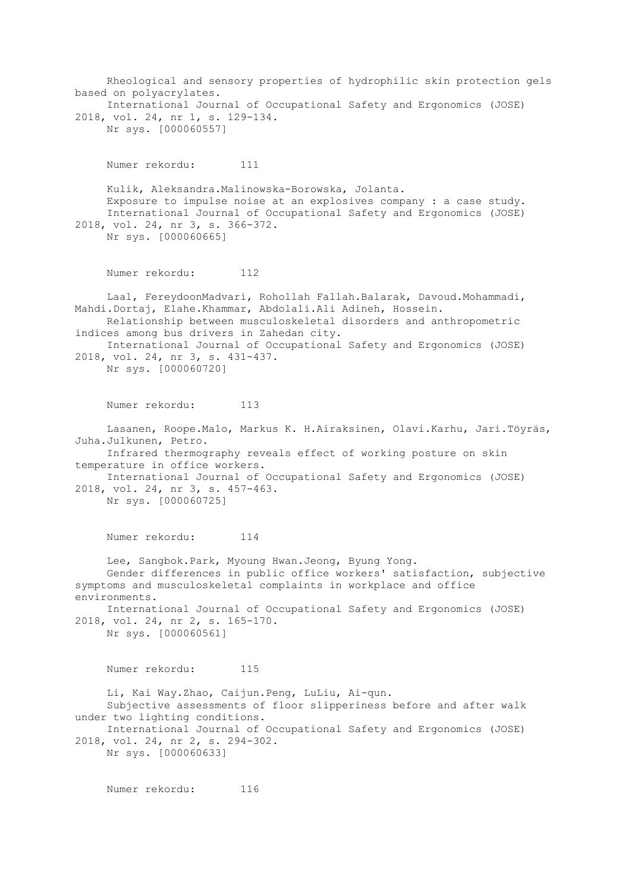Rheological and sensory properties of hydrophilic skin protection gels based on polyacrylates.
International Journal of Occupational Safety and Ergonomics (JOSE) 2018, vol. 24, nr 1, s. 129-134.
Nr sys. [000060557]

Numer rekordu: 111

Kulik, Aleksandra.Malinowska-Borowska, Jolanta.
Exposure to impulse noise at an explosives company : a case study.
International Journal of Occupational Safety and Ergonomics (JOSE) 2018, vol. 24, nr 3, s. 366-372.
Nr sys. [000060665]

Numer rekordu: 112

Laal, FereydoonMadvari, Rohollah Fallah.Balarak, Davoud.Mohammadi, Mahdi.Dortaj, Elahe.Khammar, Abdolali.Ali Adineh, Hossein.
Relationship between musculoskeletal disorders and anthropometric indices among bus drivers in Zahedan city.
International Journal of Occupational Safety and Ergonomics (JOSE) 2018, vol. 24, nr 3, s. 431-437.
Nr sys. [000060720]

Numer rekordu: 113

Lasanen, Roope.Malo, Markus K. H.Airaksinen, Olavi.Karhu, Jari.Töyräs, Juha.Julkunen, Petro.
Infrared thermography reveals effect of working posture on skin temperature in office workers.
International Journal of Occupational Safety and Ergonomics (JOSE) 2018, vol. 24, nr 3, s. 457-463.
Nr sys. [000060725]

Numer rekordu: 114

Lee, Sangbok.Park, Myoung Hwan.Jeong, Byung Yong.
Gender differences in public office workers' satisfaction, subjective symptoms and musculoskeletal complaints in workplace and office environments.
International Journal of Occupational Safety and Ergonomics (JOSE) 2018, vol. 24, nr 2, s. 165-170.
Nr sys. [000060561]

Numer rekordu: 115

Li, Kai Way.Zhao, Caijun.Peng, LuLiu, Ai-qun.
Subjective assessments of floor slipperiness before and after walk under two lighting conditions.
International Journal of Occupational Safety and Ergonomics (JOSE) 2018, vol. 24, nr 2, s. 294-302.
Nr sys. [000060633]

Numer rekordu: 116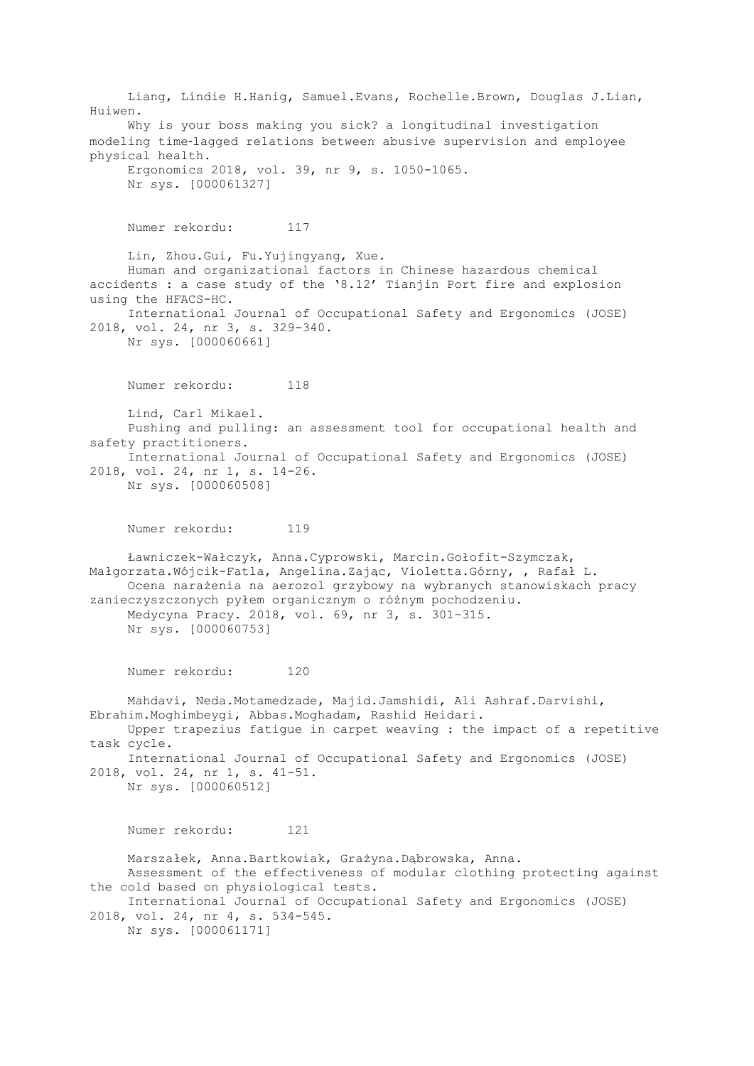Liang, Lindie H.Hanig, Samuel.Evans, Rochelle.Brown, Douglas J.Lian, Huiwen.

Why is your boss making you sick? a longitudinal investigation modeling time-lagged relations between abusive supervision and employee physical health.

Ergonomics 2018, vol. 39, nr 9, s. 1050-1065.

Nr sys. [000061327]

Numer rekordu: 117

Lin, Zhou.Gui, Fu.Yujingyang, Xue.

Human and organizational factors in Chinese hazardous chemical accidents : a case study of the '8.12' Tianjin Port fire and explosion using the HFACS-HC.

International Journal of Occupational Safety and Ergonomics (JOSE) 2018, vol. 24, nr 3, s. 329-340.

Nr sys. [000060661]

Numer rekordu: 118

Lind, Carl Mikael.

Pushing and pulling: an assessment tool for occupational health and safety practitioners.

International Journal of Occupational Safety and Ergonomics (JOSE) 2018, vol. 24, nr 1, s. 14-26.

Nr sys. [000060508]

Numer rekordu: 119

Ławniczek-Wałczyk, Anna.Cyprowski, Marcin.Gołofit-Szymczak, Małgorzata.Wójcik-Fatla, Angelina.Zając, Violetta.Górny, , Rafał L.

Ocena narażenia na aerozol grzybowy na wybranych stanowiskach pracy zanieczyszczonych pyłem organicznym o różnym pochodzeniu.

Medycyna Pracy. 2018, vol. 69, nr 3, s. 301–315.

Nr sys. [000060753]

Numer rekordu: 120

Mahdavi, Neda.Motamedzade, Majid.Jamshidi, Ali Ashraf.Darvishi, Ebrahim.Moghimbeygi, Abbas.Moghadam, Rashid Heidari.

Upper trapezius fatigue in carpet weaving : the impact of a repetitive task cycle.

International Journal of Occupational Safety and Ergonomics (JOSE) 2018, vol. 24, nr 1, s. 41-51.

Nr sys. [000060512]

Numer rekordu: 121

Marszałek, Anna.Bartkowiak, Grażyna.Dąbrowska, Anna.

Assessment of the effectiveness of modular clothing protecting against the cold based on physiological tests.

International Journal of Occupational Safety and Ergonomics (JOSE) 2018, vol. 24, nr 4, s. 534-545.

Nr sys. [000061171]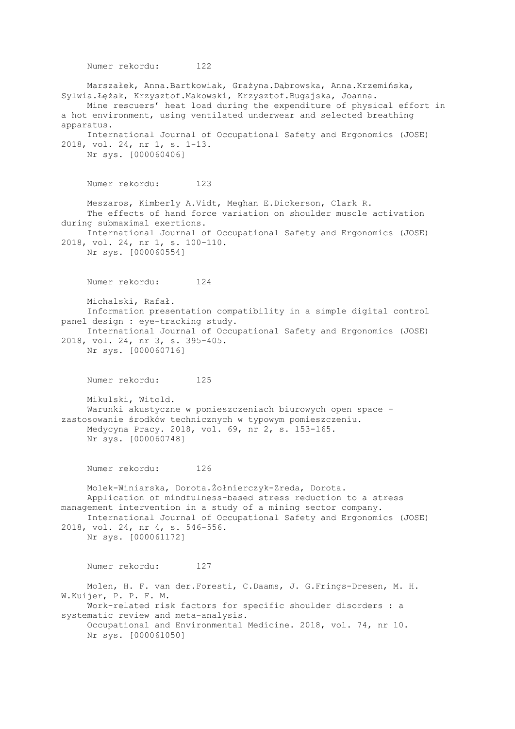Numer rekordu: 122

Marszałek, Anna.Bartkowiak, Grażyna.Dąbrowska, Anna.Krzemińska, Sylwia.Łężak, Krzysztof.Makowski, Krzysztof.Bugajska, Joanna.
Mine rescuers' heat load during the expenditure of physical effort in a hot environment, using ventilated underwear and selected breathing apparatus.
International Journal of Occupational Safety and Ergonomics (JOSE) 2018, vol. 24, nr 1, s. 1-13.
Nr sys. [000060406]

Numer rekordu: 123

Meszaros, Kimberly A.Vidt, Meghan E.Dickerson, Clark R.
The effects of hand force variation on shoulder muscle activation during submaximal exertions.
International Journal of Occupational Safety and Ergonomics (JOSE) 2018, vol. 24, nr 1, s. 100-110.
Nr sys. [000060554]

Numer rekordu: 124

Michalski, Rafał.
Information presentation compatibility in a simple digital control panel design : eye-tracking study.
International Journal of Occupational Safety and Ergonomics (JOSE) 2018, vol. 24, nr 3, s. 395-405.
Nr sys. [000060716]

Numer rekordu: 125

Mikulski, Witold.
Warunki akustyczne w pomieszczeniach biurowych open space – zastosowanie środków technicznych w typowym pomieszczeniu.
Medycyna Pracy. 2018, vol. 69, nr 2, s. 153-165.
Nr sys. [000060748]

Numer rekordu: 126

Molek-Winiarska, Dorota.Żołnierczyk-Zreda, Dorota.
Application of mindfulness-based stress reduction to a stress management intervention in a study of a mining sector company.
International Journal of Occupational Safety and Ergonomics (JOSE) 2018, vol. 24, nr 4, s. 546-556.
Nr sys. [000061172]

Numer rekordu: 127

Molen, H. F. van der.Foresti, C.Daams, J. G.Frings-Dresen, M. H. W.Kuijer, P. P. F. M.
Work-related risk factors for specific shoulder disorders : a systematic review and meta-analysis.
Occupational and Environmental Medicine. 2018, vol. 74, nr 10.
Nr sys. [000061050]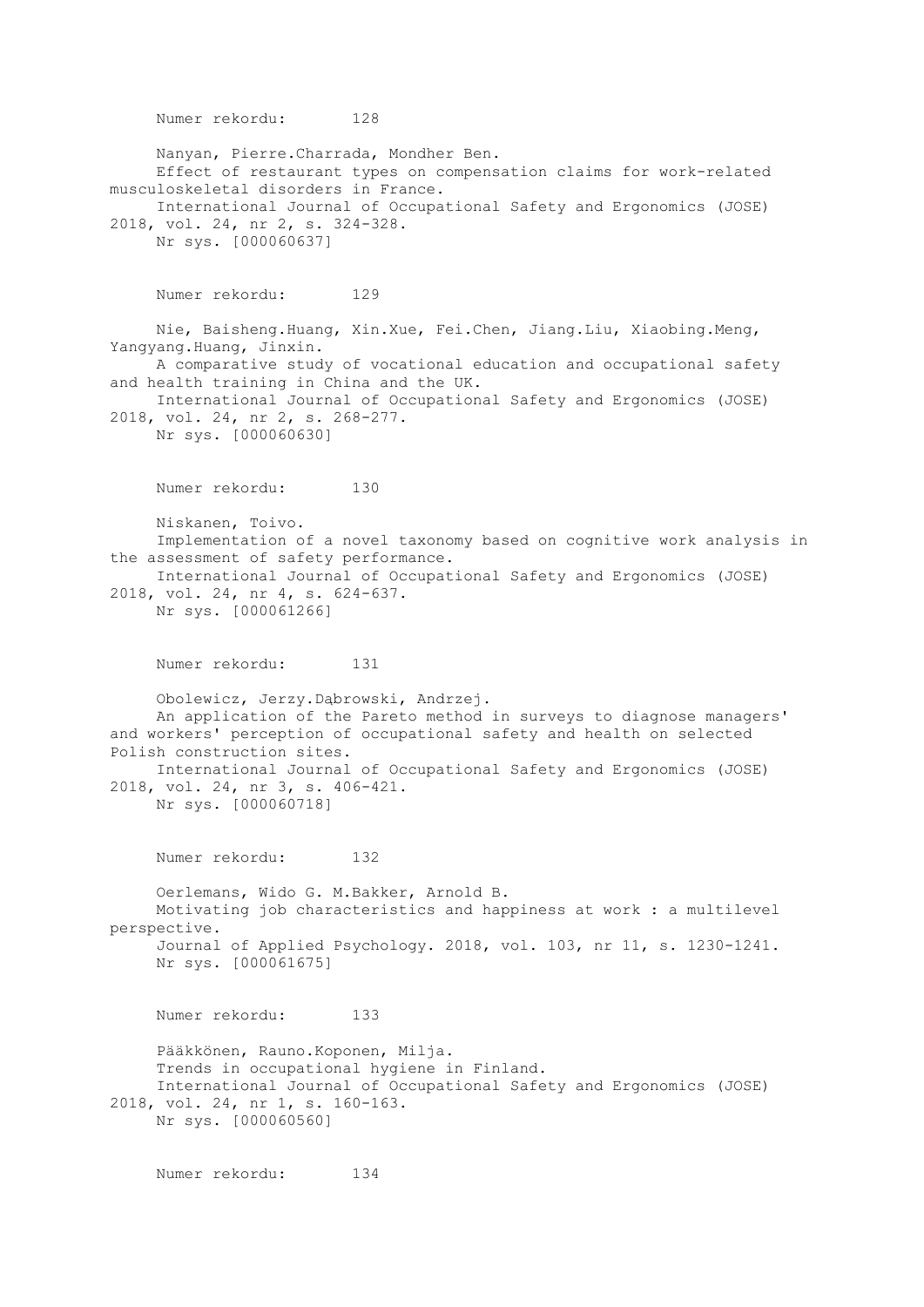Numer rekordu: 128

Nanyan, Pierre.Charrada, Mondher Ben.
Effect of restaurant types on compensation claims for work-related musculoskeletal disorders in France.
International Journal of Occupational Safety and Ergonomics (JOSE) 2018, vol. 24, nr 2, s. 324-328.
Nr sys. [000060637]

Numer rekordu: 129

Nie, Baisheng.Huang, Xin.Xue, Fei.Chen, Jiang.Liu, Xiaobing.Meng, Yangyang.Huang, Jinxin.
A comparative study of vocational education and occupational safety and health training in China and the UK.
International Journal of Occupational Safety and Ergonomics (JOSE) 2018, vol. 24, nr 2, s. 268-277.
Nr sys. [000060630]

Numer rekordu: 130

Niskanen, Toivo.
Implementation of a novel taxonomy based on cognitive work analysis in the assessment of safety performance.
International Journal of Occupational Safety and Ergonomics (JOSE) 2018, vol. 24, nr 4, s. 624-637.
Nr sys. [000061266]

Numer rekordu: 131

Obolewicz, Jerzy.Dąbrowski, Andrzej.
An application of the Pareto method in surveys to diagnose managers' and workers' perception of occupational safety and health on selected Polish construction sites.
International Journal of Occupational Safety and Ergonomics (JOSE) 2018, vol. 24, nr 3, s. 406-421.
Nr sys. [000060718]

Numer rekordu: 132

Oerlemans, Wido G. M.Bakker, Arnold B.
Motivating job characteristics and happiness at work : a multilevel perspective.
Journal of Applied Psychology. 2018, vol. 103, nr 11, s. 1230-1241.
Nr sys. [000061675]

Numer rekordu: 133

Pääkkönen, Rauno.Koponen, Milja.
Trends in occupational hygiene in Finland.
International Journal of Occupational Safety and Ergonomics (JOSE) 2018, vol. 24, nr 1, s. 160-163.
Nr sys. [000060560]

Numer rekordu: 134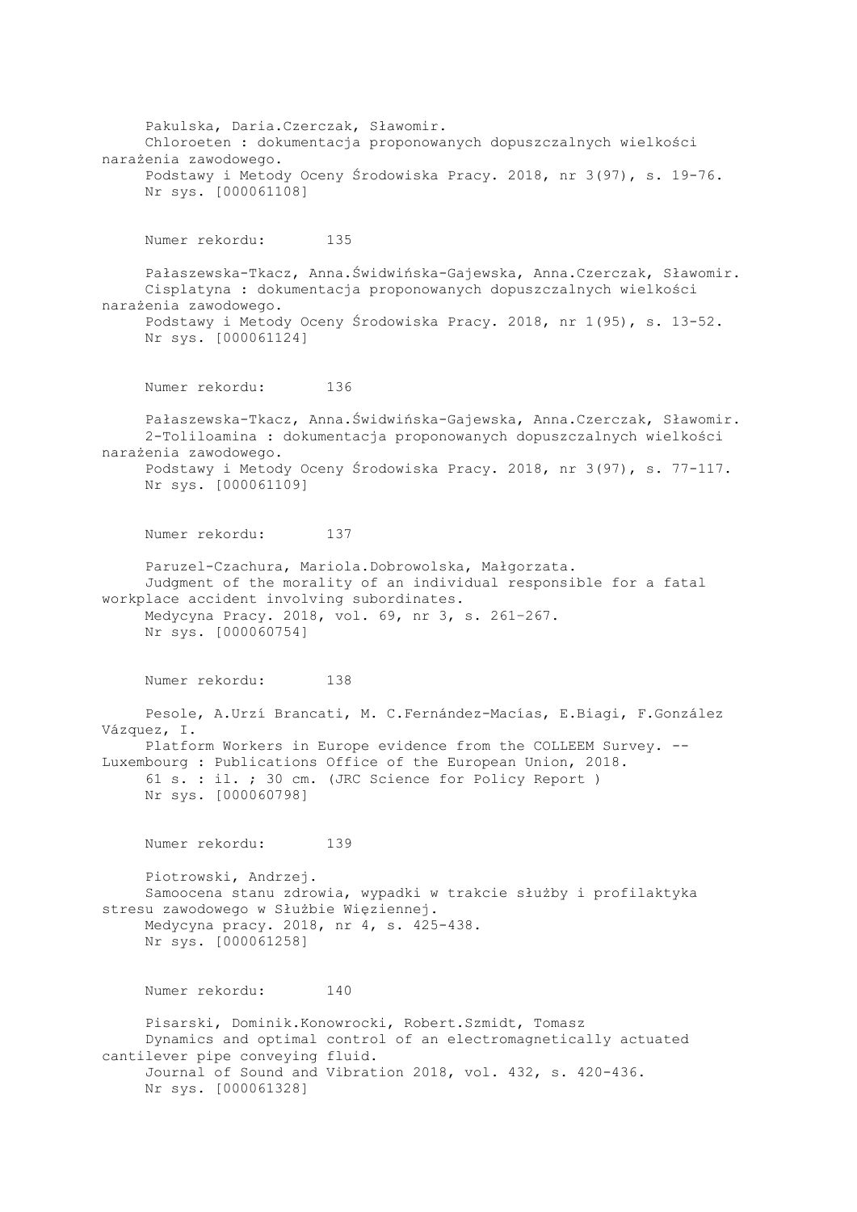Pakulska, Daria.Czerczak, Sławomir.
Chloroeten : dokumentacja proponowanych dopuszczalnych wielkości narażenia zawodowego.
Podstawy i Metody Oceny Środowiska Pracy. 2018, nr 3(97), s. 19-76.
Nr sys. [000061108]

Numer rekordu: 135

Pałaszewska-Tkacz, Anna.Świdwińska-Gajewska, Anna.Czerczak, Sławomir.
Cisplatyna : dokumentacja proponowanych dopuszczalnych wielkości narażenia zawodowego.
Podstawy i Metody Oceny Środowiska Pracy. 2018, nr 1(95), s. 13-52.
Nr sys. [000061124]

Numer rekordu: 136

Pałaszewska-Tkacz, Anna.Świdwińska-Gajewska, Anna.Czerczak, Sławomir.
2-Toliloamina : dokumentacja proponowanych dopuszczalnych wielkości narażenia zawodowego.
Podstawy i Metody Oceny Środowiska Pracy. 2018, nr 3(97), s. 77-117.
Nr sys. [000061109]

Numer rekordu: 137

Paruzel-Czachura, Mariola.Dobrowolska, Małgorzata.
Judgment of the morality of an individual responsible for a fatal workplace accident involving subordinates.
Medycyna Pracy. 2018, vol. 69, nr 3, s. 261–267.
Nr sys. [000060754]

Numer rekordu: 138

Pesole, A.Urzí Brancati, M. C.Fernández-Macías, E.Biagi, F.González Vázquez, I.
Platform Workers in Europe evidence from the COLLEEM Survey. -- Luxembourg : Publications Office of the European Union, 2018.
61 s. : il. ; 30 cm. (JRC Science for Policy Report )
Nr sys. [000060798]

Numer rekordu: 139

Piotrowski, Andrzej.
Samoocena stanu zdrowia, wypadki w trakcie służby i profilaktyka stresu zawodowego w Służbie Więziennej.
Medycyna pracy. 2018, nr 4, s. 425-438.
Nr sys. [000061258]

Numer rekordu: 140

Pisarski, Dominik.Konowrocki, Robert.Szmidt, Tomasz
Dynamics and optimal control of an electromagnetically actuated cantilever pipe conveying fluid.
Journal of Sound and Vibration 2018, vol. 432, s. 420-436.
Nr sys. [000061328]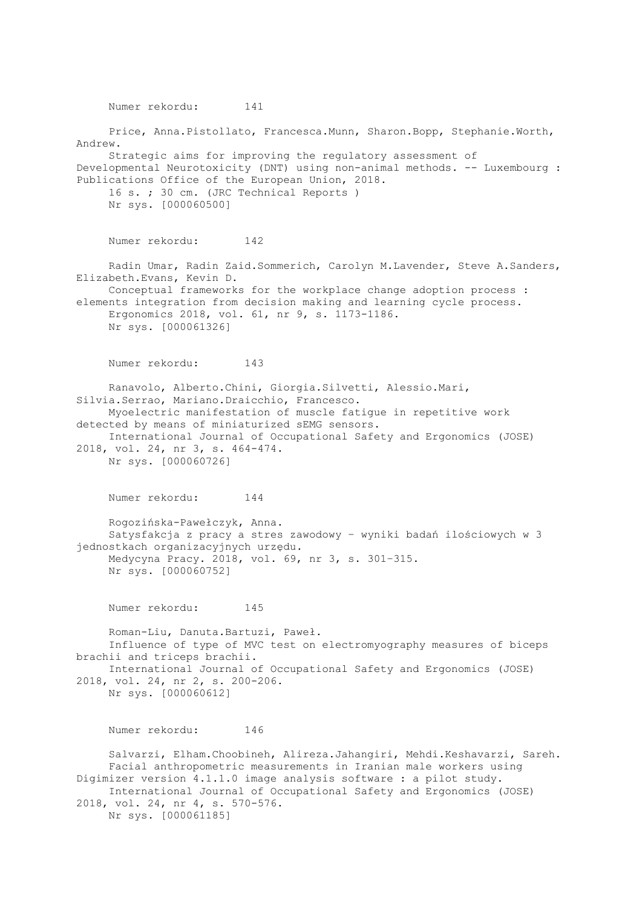Numer rekordu: 141

Price, Anna.Pistollato, Francesca.Munn, Sharon.Bopp, Stephanie.Worth, Andrew.
Strategic aims for improving the regulatory assessment of Developmental Neurotoxicity (DNT) using non-animal methods. -- Luxembourg : Publications Office of the European Union, 2018.
16 s. ; 30 cm. (JRC Technical Reports )
Nr sys. [000060500]

Numer rekordu: 142

Radin Umar, Radin Zaid.Sommerich, Carolyn M.Lavender, Steve A.Sanders, Elizabeth.Evans, Kevin D.
Conceptual frameworks for the workplace change adoption process : elements integration from decision making and learning cycle process.
Ergonomics 2018, vol. 61, nr 9, s. 1173-1186.
Nr sys. [000061326]

Numer rekordu: 143

Ranavolo, Alberto.Chini, Giorgia.Silvetti, Alessio.Mari, Silvia.Serrao, Mariano.Draicchio, Francesco.
Myoelectric manifestation of muscle fatigue in repetitive work detected by means of miniaturized sEMG sensors.
International Journal of Occupational Safety and Ergonomics (JOSE) 2018, vol. 24, nr 3, s. 464-474.
Nr sys. [000060726]

Numer rekordu: 144

Rogozińska-Pawełczyk, Anna.
Satysfakcja z pracy a stres zawodowy – wyniki badań ilościowych w 3 jednostkach organizacyjnych urzędu.
Medycyna Pracy. 2018, vol. 69, nr 3, s. 301–315.
Nr sys. [000060752]

Numer rekordu: 145

Roman-Liu, Danuta.Bartuzi, Paweł.
Influence of type of MVC test on electromyography measures of biceps brachii and triceps brachii.
International Journal of Occupational Safety and Ergonomics (JOSE) 2018, vol. 24, nr 2, s. 200-206.
Nr sys. [000060612]

Numer rekordu: 146

Salvarzi, Elham.Choobineh, Alireza.Jahangiri, Mehdi.Keshavarzi, Sareh.
Facial anthropometric measurements in Iranian male workers using Digimizer version 4.1.1.0 image analysis software : a pilot study.
International Journal of Occupational Safety and Ergonomics (JOSE) 2018, vol. 24, nr 4, s. 570-576.
Nr sys. [000061185]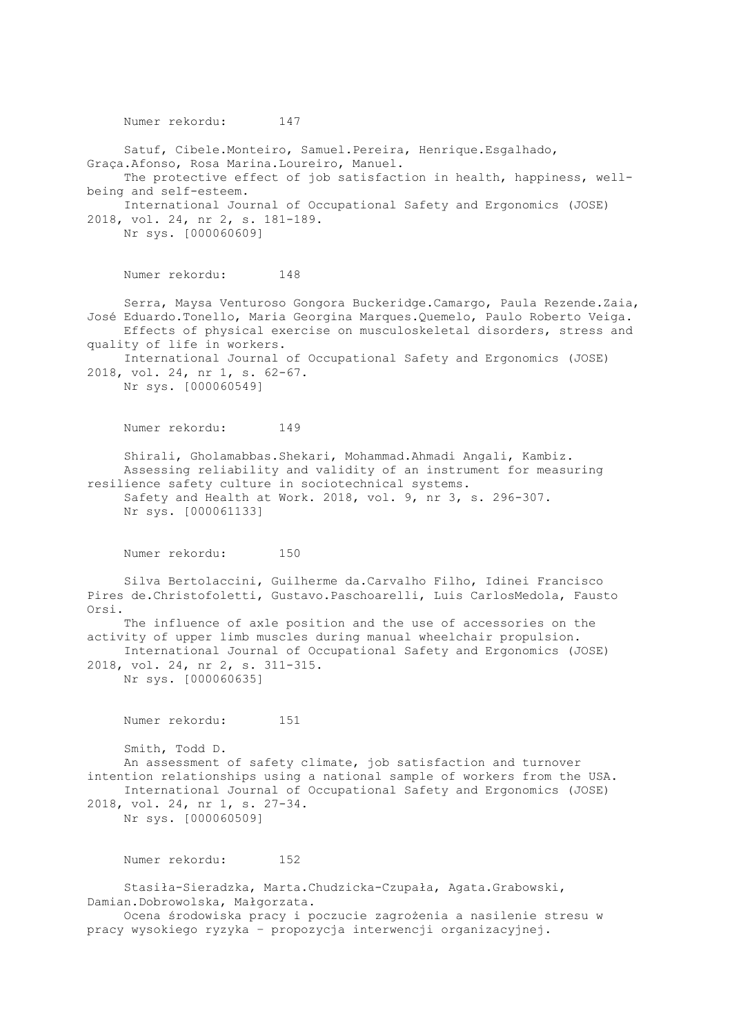Numer rekordu: 147

Satuf, Cibele.Monteiro, Samuel.Pereira, Henrique.Esgalhado, Graça.Afonso, Rosa Marina.Loureiro, Manuel.
The protective effect of job satisfaction in health, happiness, well-being and self-esteem.
International Journal of Occupational Safety and Ergonomics (JOSE) 2018, vol. 24, nr 2, s. 181-189.
Nr sys. [000060609]

Numer rekordu: 148

Serra, Maysa Venturoso Gongora Buckeridge.Camargo, Paula Rezende.Zaia, José Eduardo.Tonello, Maria Georgina Marques.Quemelo, Paulo Roberto Veiga.
Effects of physical exercise on musculoskeletal disorders, stress and quality of life in workers.
International Journal of Occupational Safety and Ergonomics (JOSE) 2018, vol. 24, nr 1, s. 62-67.
Nr sys. [000060549]

Numer rekordu: 149

Shirali, Gholamabbas.Shekari, Mohammad.Ahmadi Angali, Kambiz.
Assessing reliability and validity of an instrument for measuring resilience safety culture in sociotechnical systems.
Safety and Health at Work. 2018, vol. 9, nr 3, s. 296-307.
Nr sys. [000061133]

Numer rekordu: 150

Silva Bertolaccini, Guilherme da.Carvalho Filho, Idinei Francisco Pires de.Christofoletti, Gustavo.Paschoarelli, Luis CarlosMedola, Fausto Orsi.
The influence of axle position and the use of accessories on the activity of upper limb muscles during manual wheelchair propulsion.
International Journal of Occupational Safety and Ergonomics (JOSE) 2018, vol. 24, nr 2, s. 311-315.
Nr sys. [000060635]

Numer rekordu: 151

Smith, Todd D.
An assessment of safety climate, job satisfaction and turnover intention relationships using a national sample of workers from the USA.
International Journal of Occupational Safety and Ergonomics (JOSE) 2018, vol. 24, nr 1, s. 27-34.
Nr sys. [000060509]

Numer rekordu: 152

Stasiła-Sieradzka, Marta.Chudzicka-Czupała, Agata.Grabowski, Damian.Dobrowolska, Małgorzata.
Ocena środowiska pracy i poczucie zagrożenia a nasilenie stresu w pracy wysokiego ryzyka – propozycja interwencji organizacyjnej.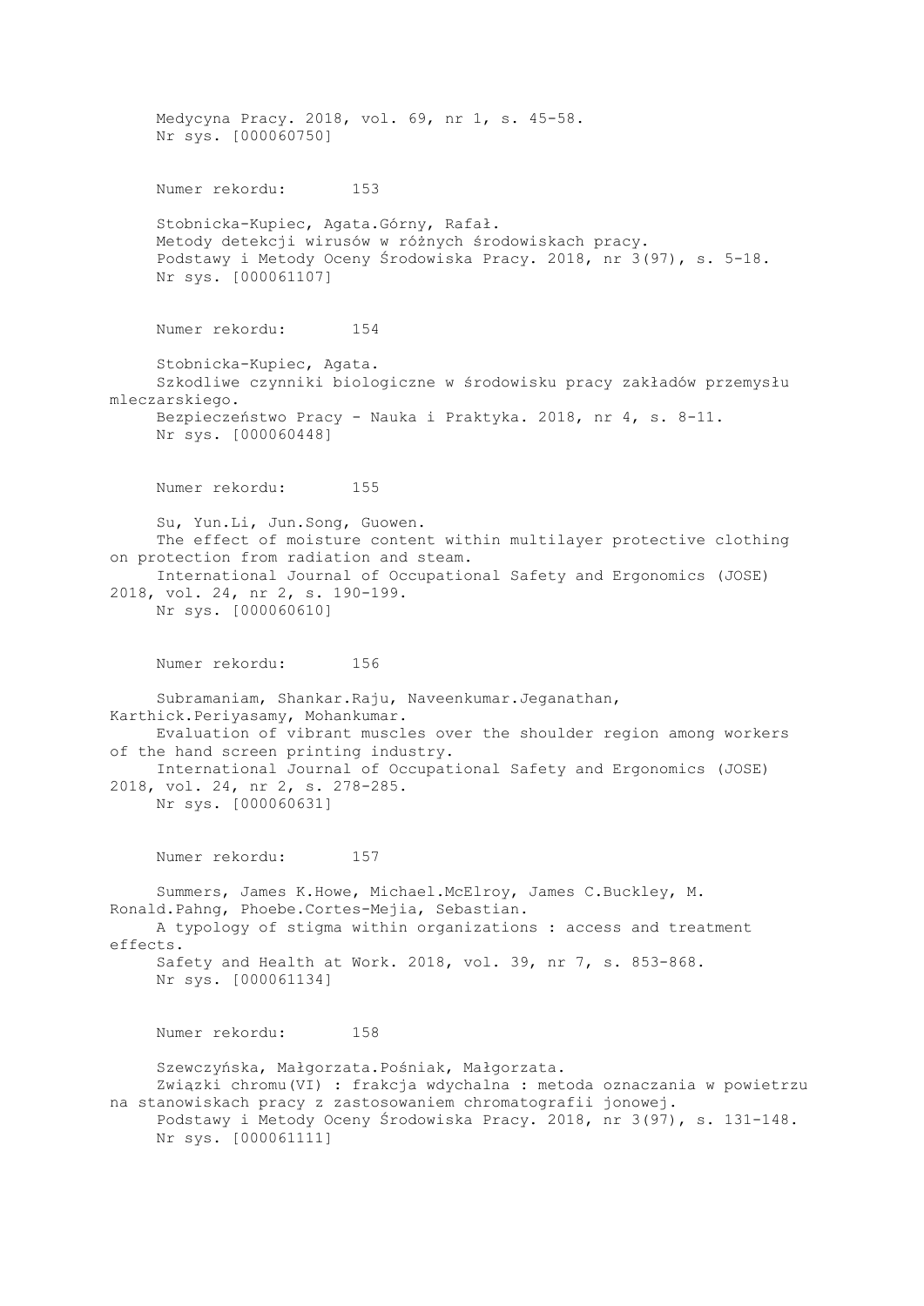Medycyna Pracy. 2018, vol. 69, nr 1, s. 45-58.
Nr sys. [000060750]

Numer rekordu: 153

Stobnicka-Kupiec, Agata.Górny, Rafał.
Metody detekcji wirusów w różnych środowiskach pracy.
Podstawy i Metody Oceny Środowiska Pracy. 2018, nr 3(97), s. 5-18.
Nr sys. [000061107]

Numer rekordu: 154

Stobnicka-Kupiec, Agata.
Szkodliwe czynniki biologiczne w środowisku pracy zakładów przemysłu mleczarskiego.
Bezpieczeństwo Pracy - Nauka i Praktyka. 2018, nr 4, s. 8-11.
Nr sys. [000060448]

Numer rekordu: 155

Su, Yun.Li, Jun.Song, Guowen.
The effect of moisture content within multilayer protective clothing on protection from radiation and steam.
International Journal of Occupational Safety and Ergonomics (JOSE) 2018, vol. 24, nr 2, s. 190-199.
Nr sys. [000060610]

Numer rekordu: 156

Subramaniam, Shankar.Raju, Naveenkumar.Jeganathan, Karthick.Periyasamy, Mohankumar.
Evaluation of vibrant muscles over the shoulder region among workers of the hand screen printing industry.
International Journal of Occupational Safety and Ergonomics (JOSE) 2018, vol. 24, nr 2, s. 278-285.
Nr sys. [000060631]

Numer rekordu: 157

Summers, James K.Howe, Michael.McElroy, James C.Buckley, M. Ronald.Pahng, Phoebe.Cortes-Mejia, Sebastian.
A typology of stigma within organizations : access and treatment effects.
Safety and Health at Work. 2018, vol. 39, nr 7, s. 853-868.
Nr sys. [000061134]

Numer rekordu: 158

Szewczyńska, Małgorzata.Pośniak, Małgorzata.
Związki chromu(VI) : frakcja wdychalna : metoda oznaczania w powietrzu na stanowiskach pracy z zastosowaniem chromatografii jonowej.
Podstawy i Metody Oceny Środowiska Pracy. 2018, nr 3(97), s. 131-148.
Nr sys. [000061111]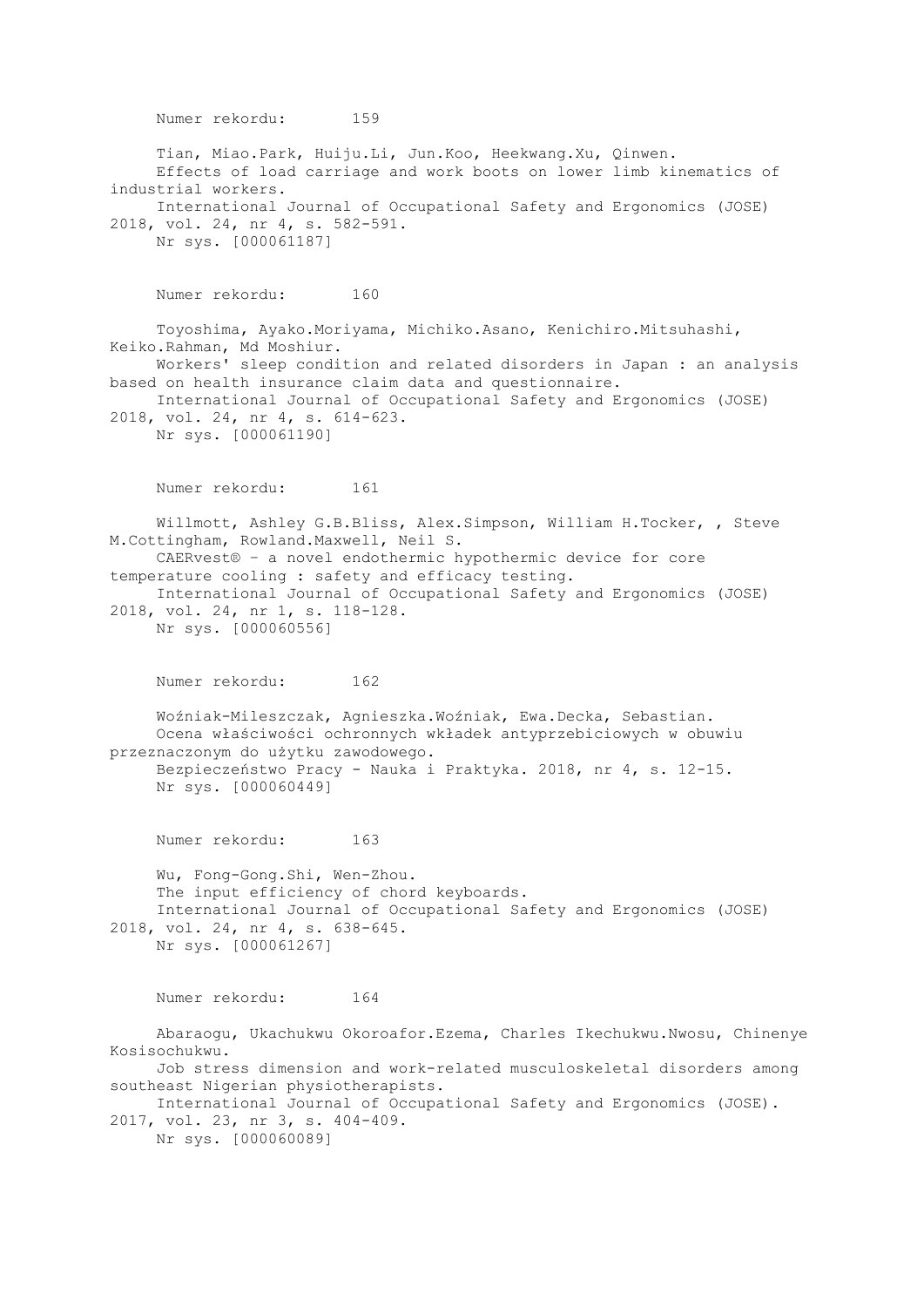Numer rekordu: 159

Tian, Miao.Park, Huiju.Li, Jun.Koo, Heekwang.Xu, Qinwen.
Effects of load carriage and work boots on lower limb kinematics of industrial workers.
International Journal of Occupational Safety and Ergonomics (JOSE) 2018, vol. 24, nr 4, s. 582-591.
Nr sys. [000061187]

Numer rekordu: 160

Toyoshima, Ayako.Moriyama, Michiko.Asano, Kenichiro.Mitsuhashi, Keiko.Rahman, Md Moshiur.
Workers' sleep condition and related disorders in Japan : an analysis based on health insurance claim data and questionnaire.
International Journal of Occupational Safety and Ergonomics (JOSE) 2018, vol. 24, nr 4, s. 614-623.
Nr sys. [000061190]

Numer rekordu: 161

Willmott, Ashley G.B.Bliss, Alex.Simpson, William H.Tocker, , Steve M.Cottingham, Rowland.Maxwell, Neil S.
CAERvest® - a novel endothermic hypothermic device for core temperature cooling : safety and efficacy testing.
International Journal of Occupational Safety and Ergonomics (JOSE) 2018, vol. 24, nr 1, s. 118-128.
Nr sys. [000060556]

Numer rekordu: 162

Woźniak-Mileszczak, Agnieszka.Woźniak, Ewa.Decka, Sebastian.
Ocena właściwości ochronnych wkładek antyprzebiciowych w obuwiu przeznaczonym do użytku zawodowego.
Bezpieczeństwo Pracy - Nauka i Praktyka. 2018, nr 4, s. 12-15.
Nr sys. [000060449]

Numer rekordu: 163

Wu, Fong-Gong.Shi, Wen-Zhou.
The input efficiency of chord keyboards.
International Journal of Occupational Safety and Ergonomics (JOSE) 2018, vol. 24, nr 4, s. 638-645.
Nr sys. [000061267]

Numer rekordu: 164

Abaraogu, Ukachukwu Okoroafor.Ezema, Charles Ikechukwu.Nwosu, Chinenye Kosisochukwu.
Job stress dimension and work-related musculoskeletal disorders among southeast Nigerian physiotherapists.
International Journal of Occupational Safety and Ergonomics (JOSE). 2017, vol. 23, nr 3, s. 404-409.
Nr sys. [000060089]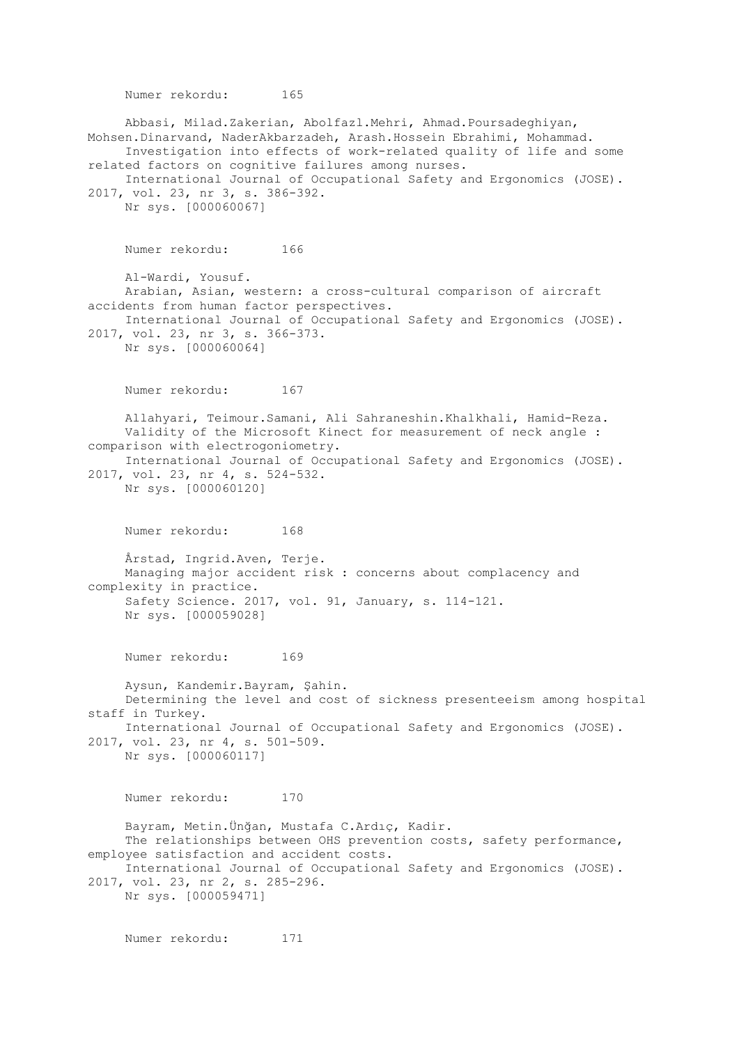Numer rekordu: 165

Abbasi, Milad.Zakerian, Abolfazl.Mehri, Ahmad.Poursadeghiyan, Mohsen.Dinarvand, NaderAkbarzadeh, Arash.Hossein Ebrahimi, Mohammad.
Investigation into effects of work-related quality of life and some related factors on cognitive failures among nurses.
International Journal of Occupational Safety and Ergonomics (JOSE). 2017, vol. 23, nr 3, s. 386-392.
Nr sys. [000060067]

Numer rekordu: 166

Al-Wardi, Yousuf.
Arabian, Asian, western: a cross-cultural comparison of aircraft accidents from human factor perspectives.
International Journal of Occupational Safety and Ergonomics (JOSE). 2017, vol. 23, nr 3, s. 366-373.
Nr sys. [000060064]

Numer rekordu: 167

Allahyari, Teimour.Samani, Ali Sahraneshin.Khalkhali, Hamid-Reza.
Validity of the Microsoft Kinect for measurement of neck angle : comparison with electrogoniometry.
International Journal of Occupational Safety and Ergonomics (JOSE). 2017, vol. 23, nr 4, s. 524-532.
Nr sys. [000060120]

Numer rekordu: 168

Årstad, Ingrid.Aven, Terje.
Managing major accident risk : concerns about complacency and complexity in practice.
Safety Science. 2017, vol. 91, January, s. 114-121.
Nr sys. [000059028]

Numer rekordu: 169

Aysun, Kandemir.Bayram, Şahin.
Determining the level and cost of sickness presenteeism among hospital staff in Turkey.
International Journal of Occupational Safety and Ergonomics (JOSE). 2017, vol. 23, nr 4, s. 501-509.
Nr sys. [000060117]

Numer rekordu: 170

Bayram, Metin.Ünğan, Mustafa C.Ardıç, Kadir.
The relationships between OHS prevention costs, safety performance, employee satisfaction and accident costs.
International Journal of Occupational Safety and Ergonomics (JOSE). 2017, vol. 23, nr 2, s. 285-296.
Nr sys. [000059471]

Numer rekordu: 171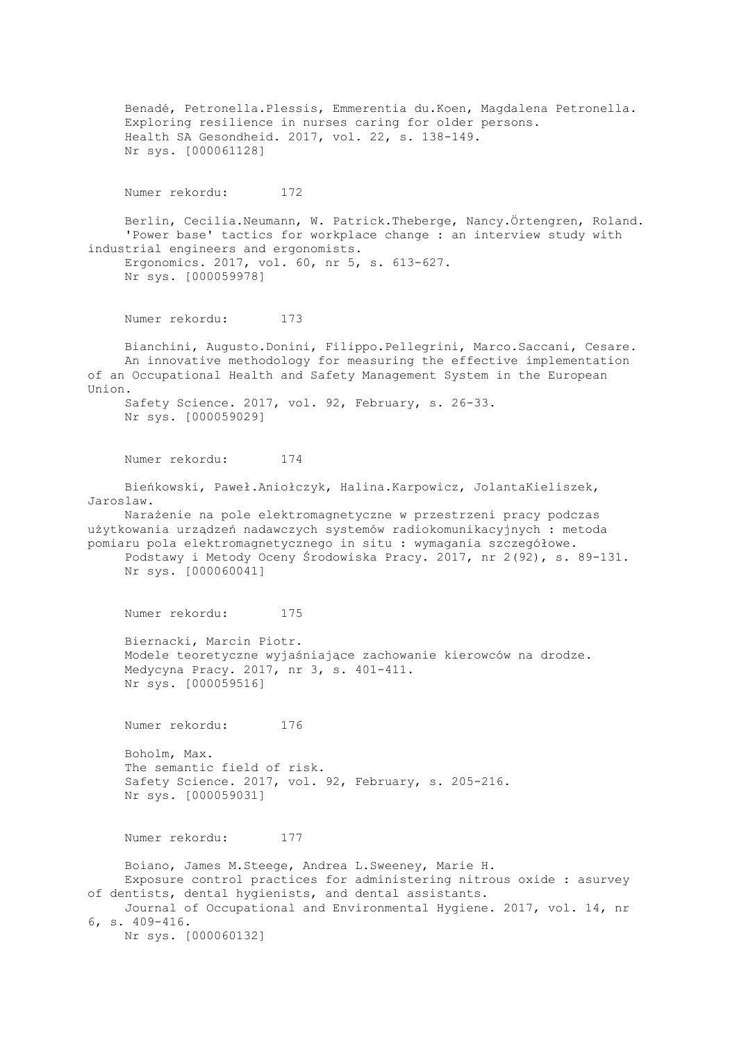Benadé, Petronella.Plessis, Emmerentia du.Koen, Magdalena Petronella.
Exploring resilience in nurses caring for older persons.
Health SA Gesondheid. 2017, vol. 22, s. 138-149.
Nr sys. [000061128]

Numer rekordu: 172

Berlin, Cecilia.Neumann, W. Patrick.Theberge, Nancy.Örtengren, Roland.
'Power base' tactics for workplace change : an interview study with industrial engineers and ergonomists.
Ergonomics. 2017, vol. 60, nr 5, s. 613-627.
Nr sys. [000059978]

Numer rekordu: 173

Bianchini, Augusto.Donini, Filippo.Pellegrini, Marco.Saccani, Cesare.
An innovative methodology for measuring the effective implementation of an Occupational Health and Safety Management System in the European Union.
Safety Science. 2017, vol. 92, February, s. 26-33.
Nr sys. [000059029]

Numer rekordu: 174

Bieńkowski, Paweł.Aniołczyk, Halina.Karpowicz, JolantaKieliszek, Jaroslaw.
Narażenie na pole elektromagnetyczne w przestrzeni pracy podczas użytkowania urządzeń nadawczych systemów radiokomunikacyjnych : metoda pomiaru pola elektromagnetycznego in situ : wymagania szczegółowe.
Podstawy i Metody Oceny Środowiska Pracy. 2017, nr 2(92), s. 89-131.
Nr sys. [000060041]

Numer rekordu: 175

Biernacki, Marcin Piotr.
Modele teoretyczne wyjaśniające zachowanie kierowców na drodze.
Medycyna Pracy. 2017, nr 3, s. 401-411.
Nr sys. [000059516]

Numer rekordu: 176

Boholm, Max.
The semantic field of risk.
Safety Science. 2017, vol. 92, February, s. 205-216.
Nr sys. [000059031]

Numer rekordu: 177

Boiano, James M.Steege, Andrea L.Sweeney, Marie H.
Exposure control practices for administering nitrous oxide : asurvey of dentists, dental hygienists, and dental assistants.
Journal of Occupational and Environmental Hygiene. 2017, vol. 14, nr 6, s. 409-416.
Nr sys. [000060132]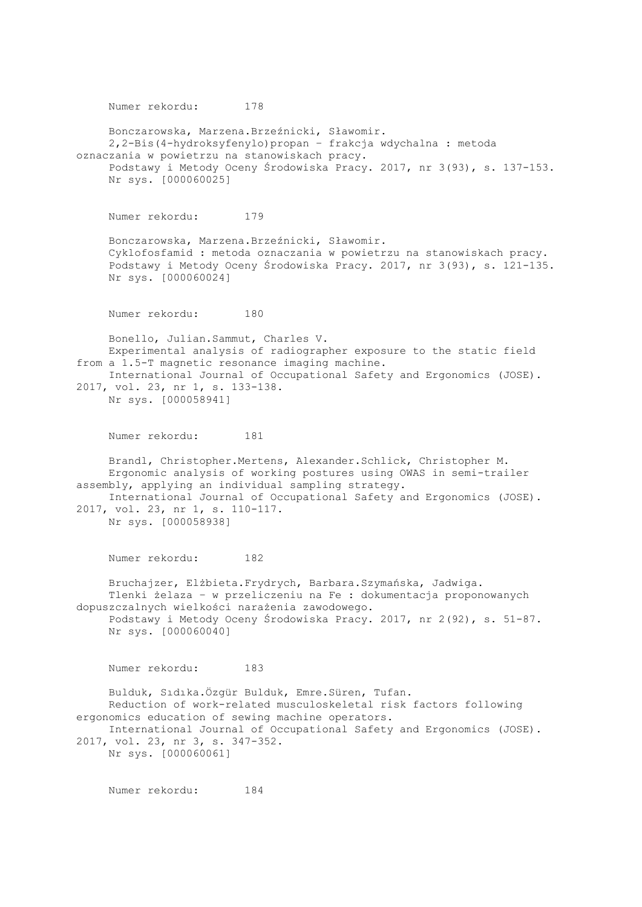Numer rekordu: 178

Bonczarowska, Marzena.Brzeźnicki, Sławomir.
2,2-Bis(4-hydroksyfenylo)propan – frakcja wdychalna : metoda oznaczania w powietrzu na stanowiskach pracy.
Podstawy i Metody Oceny Środowiska Pracy. 2017, nr 3(93), s. 137-153.
Nr sys. [000060025]

Numer rekordu: 179

Bonczarowska, Marzena.Brzeźnicki, Sławomir.
Cyklofosfamid : metoda oznaczania w powietrzu na stanowiskach pracy.
Podstawy i Metody Oceny Środowiska Pracy. 2017, nr 3(93), s. 121-135.
Nr sys. [000060024]

Numer rekordu: 180

Bonello, Julian.Sammut, Charles V.
Experimental analysis of radiographer exposure to the static field from a 1.5-T magnetic resonance imaging machine.
International Journal of Occupational Safety and Ergonomics (JOSE). 2017, vol. 23, nr 1, s. 133-138.
Nr sys. [000058941]

Numer rekordu: 181

Brandl, Christopher.Mertens, Alexander.Schlick, Christopher M.
Ergonomic analysis of working postures using OWAS in semi-trailer assembly, applying an individual sampling strategy.
International Journal of Occupational Safety and Ergonomics (JOSE). 2017, vol. 23, nr 1, s. 110-117.
Nr sys. [000058938]

Numer rekordu: 182

Bruchajzer, Elżbieta.Frydrych, Barbara.Szymańska, Jadwiga.
Tlenki żelaza – w przeliczeniu na Fe : dokumentacja proponowanych dopuszczalnych wielkości narażenia zawodowego.
Podstawy i Metody Oceny Środowiska Pracy. 2017, nr 2(92), s. 51-87.
Nr sys. [000060040]

Numer rekordu: 183

Bulduk, Sıdıka.Özgür Bulduk, Emre.Süren, Tufan.
Reduction of work-related musculoskeletal risk factors following ergonomics education of sewing machine operators.
International Journal of Occupational Safety and Ergonomics (JOSE). 2017, vol. 23, nr 3, s. 347-352.
Nr sys. [000060061]

Numer rekordu: 184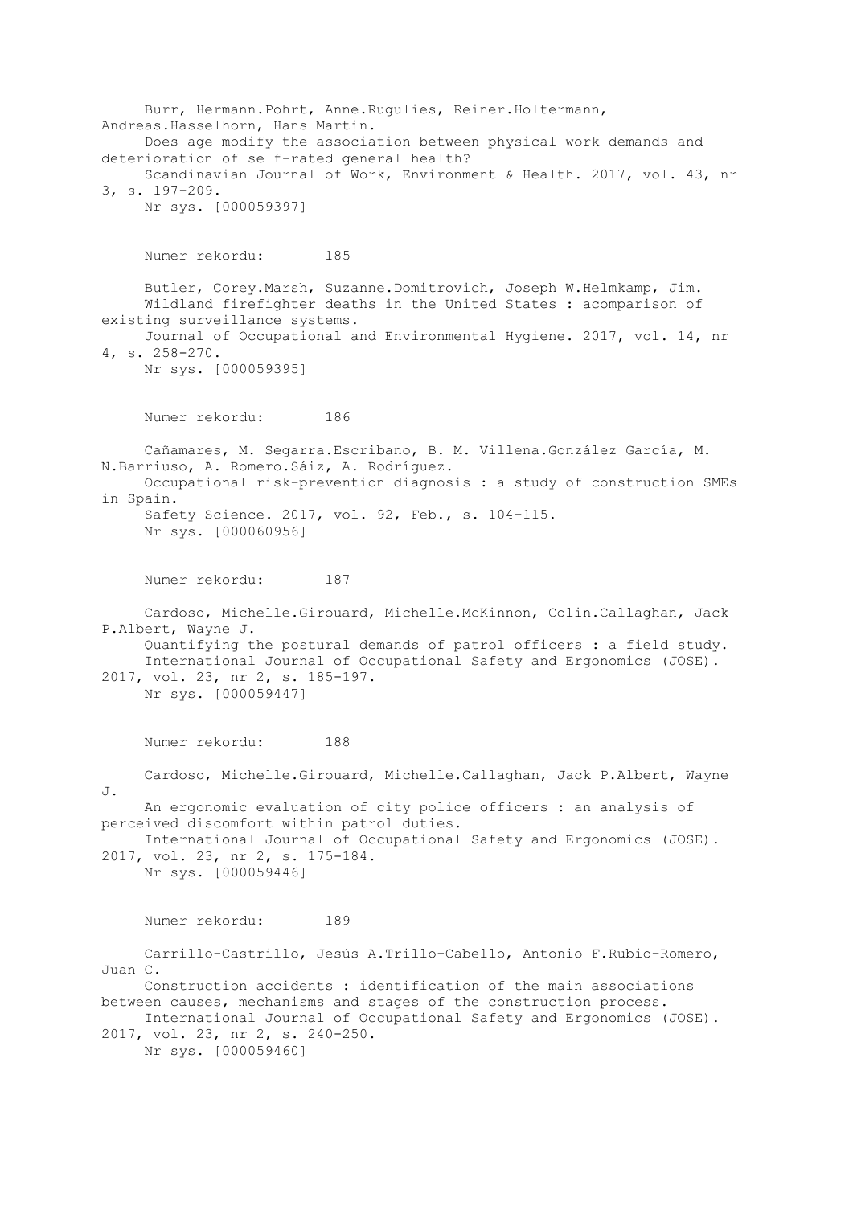Burr, Hermann.Pohrt, Anne.Rugulies, Reiner.Holtermann, Andreas.Hasselhorn, Hans Martin.
Does age modify the association between physical work demands and deterioration of self-rated general health?
Scandinavian Journal of Work, Environment & Health. 2017, vol. 43, nr 3, s. 197-209.
Nr sys. [000059397]

Numer rekordu: 185

Butler, Corey.Marsh, Suzanne.Domitrovich, Joseph W.Helmkamp, Jim.
Wildland firefighter deaths in the United States : acomparison of existing surveillance systems.
Journal of Occupational and Environmental Hygiene. 2017, vol. 14, nr 4, s. 258-270.
Nr sys. [000059395]

Numer rekordu: 186

Cañamares, M. Segarra.Escribano, B. M. Villena.González García, M. N.Barriuso, A. Romero.Sáiz, A. Rodríguez.
Occupational risk-prevention diagnosis : a study of construction SMEs in Spain.
Safety Science. 2017, vol. 92, Feb., s. 104-115.
Nr sys. [000060956]

Numer rekordu: 187

Cardoso, Michelle.Girouard, Michelle.McKinnon, Colin.Callaghan, Jack P.Albert, Wayne J.
Quantifying the postural demands of patrol officers : a field study.
International Journal of Occupational Safety and Ergonomics (JOSE). 2017, vol. 23, nr 2, s. 185-197.
Nr sys. [000059447]

Numer rekordu: 188

Cardoso, Michelle.Girouard, Michelle.Callaghan, Jack P.Albert, Wayne J.
An ergonomic evaluation of city police officers : an analysis of perceived discomfort within patrol duties.
International Journal of Occupational Safety and Ergonomics (JOSE). 2017, vol. 23, nr 2, s. 175-184.
Nr sys. [000059446]

Numer rekordu: 189

Carrillo-Castrillo, Jesús A.Trillo-Cabello, Antonio F.Rubio-Romero, Juan C.
Construction accidents : identification of the main associations between causes, mechanisms and stages of the construction process.
International Journal of Occupational Safety and Ergonomics (JOSE). 2017, vol. 23, nr 2, s. 240-250.
Nr sys. [000059460]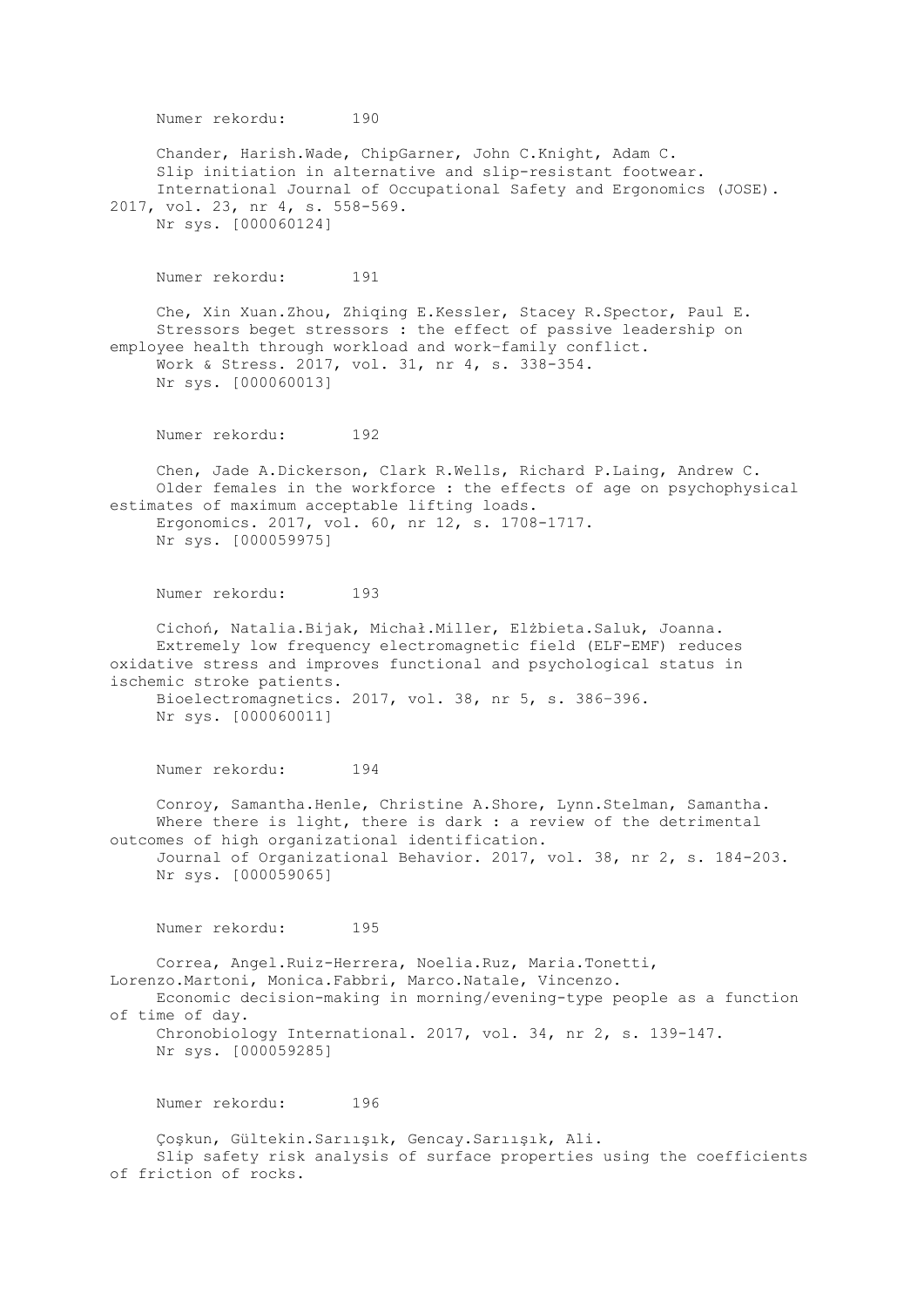Numer rekordu: 190

Chander, Harish.Wade, ChipGarner, John C.Knight, Adam C.
Slip initiation in alternative and slip-resistant footwear.
International Journal of Occupational Safety and Ergonomics (JOSE). 2017, vol. 23, nr 4, s. 558-569.
Nr sys. [000060124]

Numer rekordu: 191

Che, Xin Xuan.Zhou, Zhiqing E.Kessler, Stacey R.Spector, Paul E.
Stressors beget stressors : the effect of passive leadership on employee health through workload and work–family conflict.
Work & Stress. 2017, vol. 31, nr 4, s. 338-354.
Nr sys. [000060013]

Numer rekordu: 192

Chen, Jade A.Dickerson, Clark R.Wells, Richard P.Laing, Andrew C.
Older females in the workforce : the effects of age on psychophysical estimates of maximum acceptable lifting loads.
Ergonomics. 2017, vol. 60, nr 12, s. 1708-1717.
Nr sys. [000059975]

Numer rekordu: 193

Cichoń, Natalia.Bijak, Michał.Miller, Elżbieta.Saluk, Joanna.
Extremely low frequency electromagnetic field (ELF-EMF) reduces oxidative stress and improves functional and psychological status in ischemic stroke patients.
Bioelectromagnetics. 2017, vol. 38, nr 5, s. 386–396.
Nr sys. [000060011]

Numer rekordu: 194

Conroy, Samantha.Henle, Christine A.Shore, Lynn.Stelman, Samantha.
Where there is light, there is dark : a review of the detrimental outcomes of high organizational identification.
Journal of Organizational Behavior. 2017, vol. 38, nr 2, s. 184-203.
Nr sys. [000059065]

Numer rekordu: 195

Correa, Angel.Ruiz-Herrera, Noelia.Ruz, Maria.Tonetti, Lorenzo.Martoni, Monica.Fabbri, Marco.Natale, Vincenzo.
Economic decision-making in morning/evening-type people as a function of time of day.
Chronobiology International. 2017, vol. 34, nr 2, s. 139-147.
Nr sys. [000059285]

Numer rekordu: 196

Çoşkun, Gültekin.Sarıışık, Gencay.Sarıışık, Ali.
Slip safety risk analysis of surface properties using the coefficients of friction of rocks.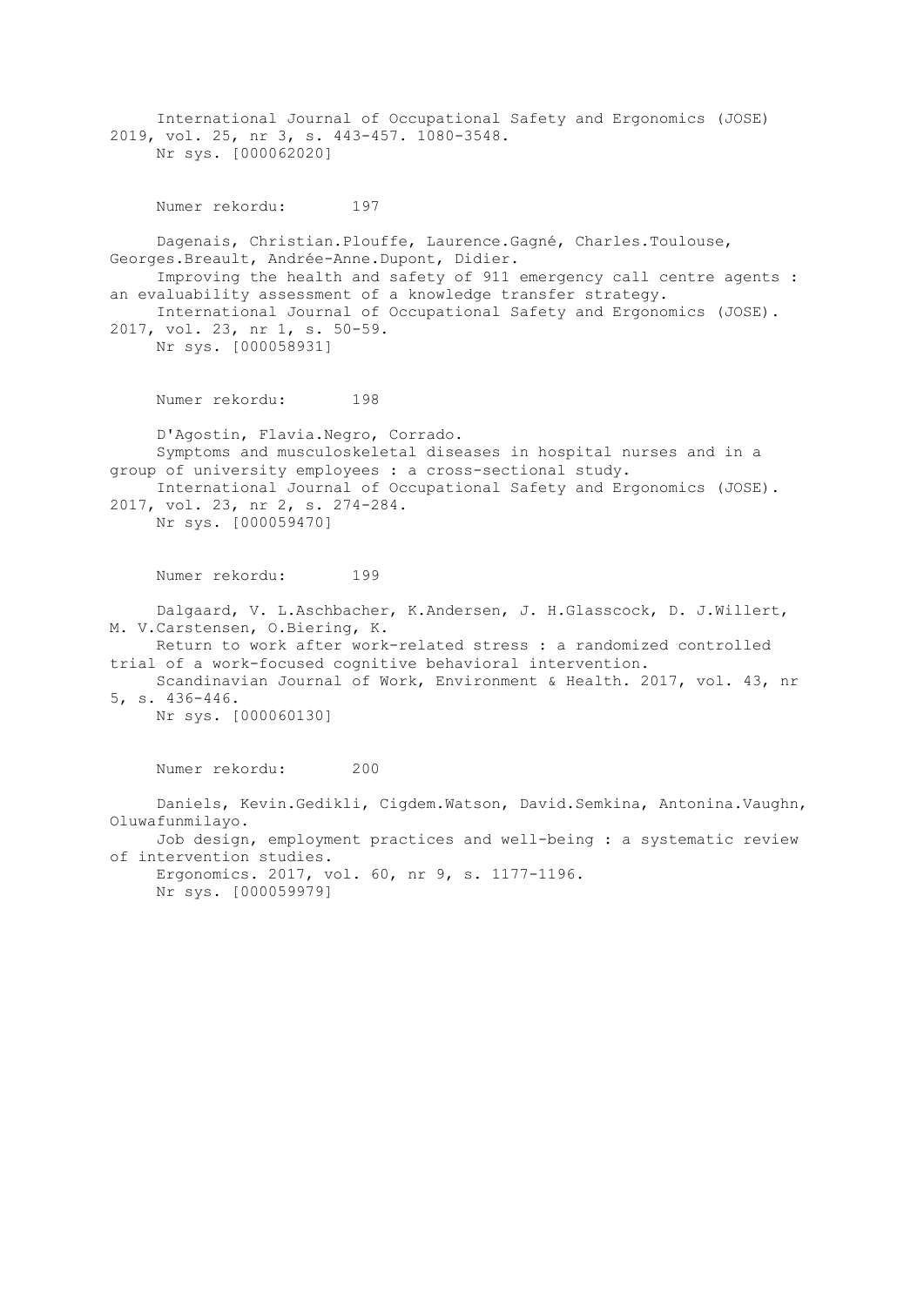International Journal of Occupational Safety and Ergonomics (JOSE) 2019, vol. 25, nr 3, s. 443-457. 1080-3548.
Nr sys. [000062020]

Numer rekordu: 197

Dagenais, Christian.Plouffe, Laurence.Gagné, Charles.Toulouse, Georges.Breault, Andrée-Anne.Dupont, Didier.
Improving the health and safety of 911 emergency call centre agents : an evaluability assessment of a knowledge transfer strategy.
International Journal of Occupational Safety and Ergonomics (JOSE). 2017, vol. 23, nr 1, s. 50-59.
Nr sys. [000058931]

Numer rekordu: 198

D'Agostin, Flavia.Negro, Corrado.
Symptoms and musculoskeletal diseases in hospital nurses and in a group of university employees : a cross-sectional study.
International Journal of Occupational Safety and Ergonomics (JOSE). 2017, vol. 23, nr 2, s. 274-284.
Nr sys. [000059470]

Numer rekordu: 199

Dalgaard, V. L.Aschbacher, K.Andersen, J. H.Glasscock, D. J.Willert, M. V.Carstensen, O.Biering, K.
Return to work after work-related stress : a randomized controlled trial of a work-focused cognitive behavioral intervention.
Scandinavian Journal of Work, Environment & Health. 2017, vol. 43, nr 5, s. 436-446.
Nr sys. [000060130]

Numer rekordu: 200

Daniels, Kevin.Gedikli, Cigdem.Watson, David.Semkina, Antonina.Vaughn, Oluwafunmilayo.
Job design, employment practices and well-being : a systematic review of intervention studies.
Ergonomics. 2017, vol. 60, nr 9, s. 1177-1196.
Nr sys. [000059979]